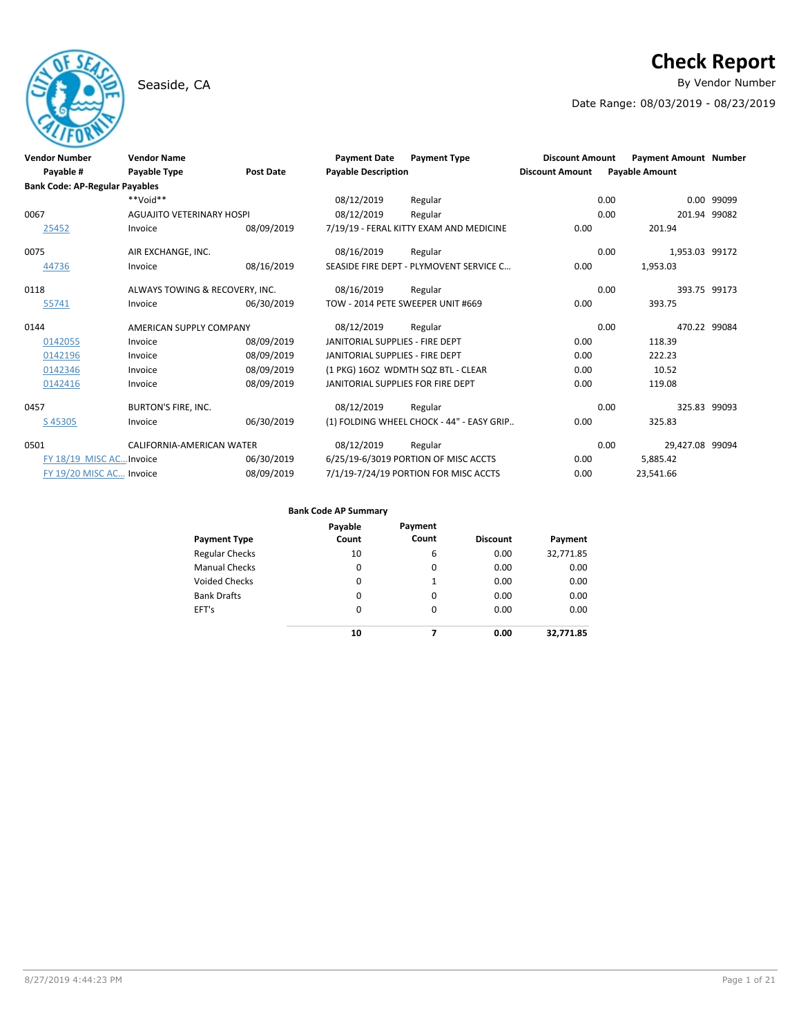# Check Report

Seaside, CA

By Vendor Number

Date Range: 08/03/2019 - 08/23/2019

| Vendor Number | Vendor Name | | Payment Date | Payment Type | Discount Amount | Payment Amount | Number |
|---|---|---|---|---|---|---|---|
| Payable # | Payable Type | Post Date | Payable Description | | Discount Amount | Payable Amount | |
| **Bank Code: AP-Regular Payables** | | | | | | | |
| | **Void** | | 08/12/2019 | Regular | 0.00 | 0.00 | 99099 |
| 0067 | AGUAJITO VETERINARY HOSPI | | 08/12/2019 | Regular | 0.00 | 201.94 | 99082 |
| 25452 | Invoice | 08/09/2019 | 7/19/19 - FERAL KITTY EXAM AND MEDICINE | | 0.00 | 201.94 | |
| 0075 | AIR EXCHANGE, INC. | | 08/16/2019 | Regular | 0.00 | 1,953.03 | 99172 |
| 44736 | Invoice | 08/16/2019 | SEASIDE FIRE DEPT - PLYMOVENT SERVICE C... | | 0.00 | 1,953.03 | |
| 0118 | ALWAYS TOWING & RECOVERY, INC. | | 08/16/2019 | Regular | 0.00 | 393.75 | 99173 |
| 55741 | Invoice | 06/30/2019 | TOW - 2014 PETE SWEEPER UNIT #669 | | 0.00 | 393.75 | |
| 0144 | AMERICAN SUPPLY COMPANY | | 08/12/2019 | Regular | 0.00 | 470.22 | 99084 |
| 0142055 | Invoice | 08/09/2019 | JANITORIAL SUPPLIES - FIRE DEPT | | 0.00 | 118.39 | |
| 0142196 | Invoice | 08/09/2019 | JANITORIAL SUPPLIES - FIRE DEPT | | 0.00 | 222.23 | |
| 0142346 | Invoice | 08/09/2019 | (1 PKG) 16OZ WDMTH SQZ BTL - CLEAR | | 0.00 | 10.52 | |
| 0142416 | Invoice | 08/09/2019 | JANITORIAL SUPPLIES FOR FIRE DEPT | | 0.00 | 119.08 | |
| 0457 | BURTON'S FIRE, INC. | | 08/12/2019 | Regular | 0.00 | 325.83 | 99093 |
| S 45305 | Invoice | 06/30/2019 | (1) FOLDING WHEEL CHOCK - 44" - EASY GRIP.. | | 0.00 | 325.83 | |
| 0501 | CALIFORNIA-AMERICAN WATER | | 08/12/2019 | Regular | 0.00 | 29,427.08 | 99094 |
| FY 18/19 MISC AC... | Invoice | 06/30/2019 | 6/25/19-6/3019 PORTION OF MISC ACCTS | | 0.00 | 5,885.42 | |
| FY 19/20 MISC AC... | Invoice | 08/09/2019 | 7/1/19-7/24/19 PORTION FOR MISC ACCTS | | 0.00 | 23,541.66 | |

**Bank Code AP Summary**

| Payment Type | Payable Count | Payment Count | Discount | Payment |
|---|---|---|---|---|
| Regular Checks | 10 | 6 | 0.00 | 32,771.85 |
| Manual Checks | 0 | 0 | 0.00 | 0.00 |
| Voided Checks | 0 | 1 | 0.00 | 0.00 |
| Bank Drafts | 0 | 0 | 0.00 | 0.00 |
| EFT's | 0 | 0 | 0.00 | 0.00 |
| | **10** | **7** | **0.00** | **32,771.85** |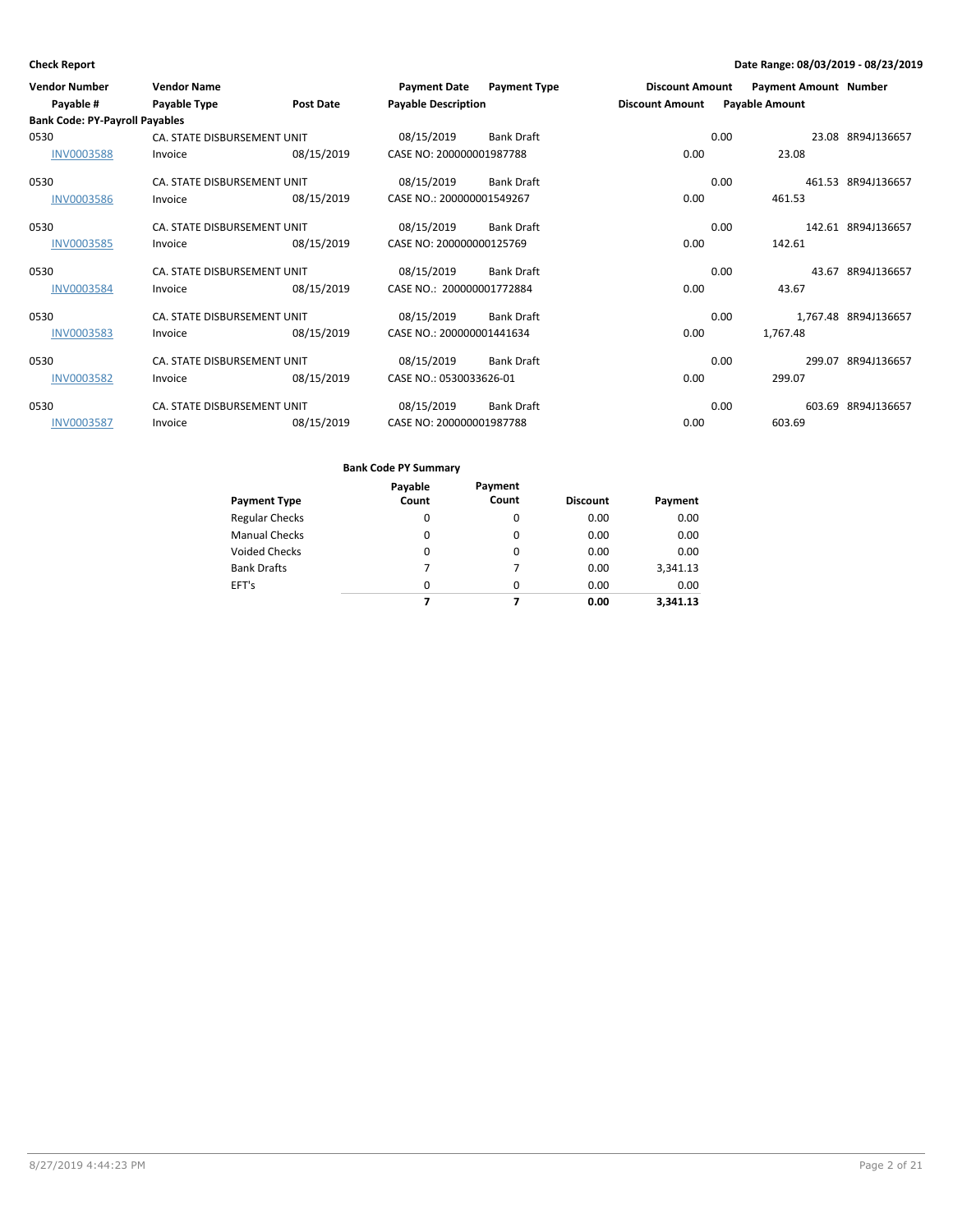**Check Report**

**Date Range: 08/03/2019 - 08/23/2019**

| Vendor Number | Vendor Name | | Payment Date | Payment Type | Discount Amount | Payment Amount | Number |
|---|---|---|---|---|---|---|---|
| Payable # | Payable Type | Post Date | Payable Description | | Discount Amount | Payable Amount | |
| **Bank Code: PY-Payroll Payables** | | | | | | | |
| 0530 | CA. STATE DISBURSEMENT UNIT | | 08/15/2019 | Bank Draft | 0.00 | 23.08 | 8R94J136657 |
| INV0003588 | Invoice | 08/15/2019 | CASE NO: 200000001987788 | | 0.00 | 23.08 | |
| 0530 | CA. STATE DISBURSEMENT UNIT | | 08/15/2019 | Bank Draft | 0.00 | 461.53 | 8R94J136657 |
| INV0003586 | Invoice | 08/15/2019 | CASE NO.: 200000001549267 | | 0.00 | 461.53 | |
| 0530 | CA. STATE DISBURSEMENT UNIT | | 08/15/2019 | Bank Draft | 0.00 | 142.61 | 8R94J136657 |
| INV0003585 | Invoice | 08/15/2019 | CASE NO: 200000000125769 | | 0.00 | 142.61 | |
| 0530 | CA. STATE DISBURSEMENT UNIT | | 08/15/2019 | Bank Draft | 0.00 | 43.67 | 8R94J136657 |
| INV0003584 | Invoice | 08/15/2019 | CASE NO.: 200000001772884 | | 0.00 | 43.67 | |
| 0530 | CA. STATE DISBURSEMENT UNIT | | 08/15/2019 | Bank Draft | 0.00 | 1,767.48 | 8R94J136657 |
| INV0003583 | Invoice | 08/15/2019 | CASE NO.: 200000001441634 | | 0.00 | 1,767.48 | |
| 0530 | CA. STATE DISBURSEMENT UNIT | | 08/15/2019 | Bank Draft | 0.00 | 299.07 | 8R94J136657 |
| INV0003582 | Invoice | 08/15/2019 | CASE NO.: 0530033626-01 | | 0.00 | 299.07 | |
| 0530 | CA. STATE DISBURSEMENT UNIT | | 08/15/2019 | Bank Draft | 0.00 | 603.69 | 8R94J136657 |
| INV0003587 | Invoice | 08/15/2019 | CASE NO: 200000001987788 | | 0.00 | 603.69 | |

**Bank Code PY Summary**

| Payment Type | Payable Count | Payment Count | Discount | Payment |
|---|---|---|---|---|
| Regular Checks | 0 | 0 | 0.00 | 0.00 |
| Manual Checks | 0 | 0 | 0.00 | 0.00 |
| Voided Checks | 0 | 0 | 0.00 | 0.00 |
| Bank Drafts | 7 | 7 | 0.00 | 3,341.13 |
| EFT's | 0 | 0 | 0.00 | 0.00 |
| | **7** | **7** | **0.00** | **3,341.13** |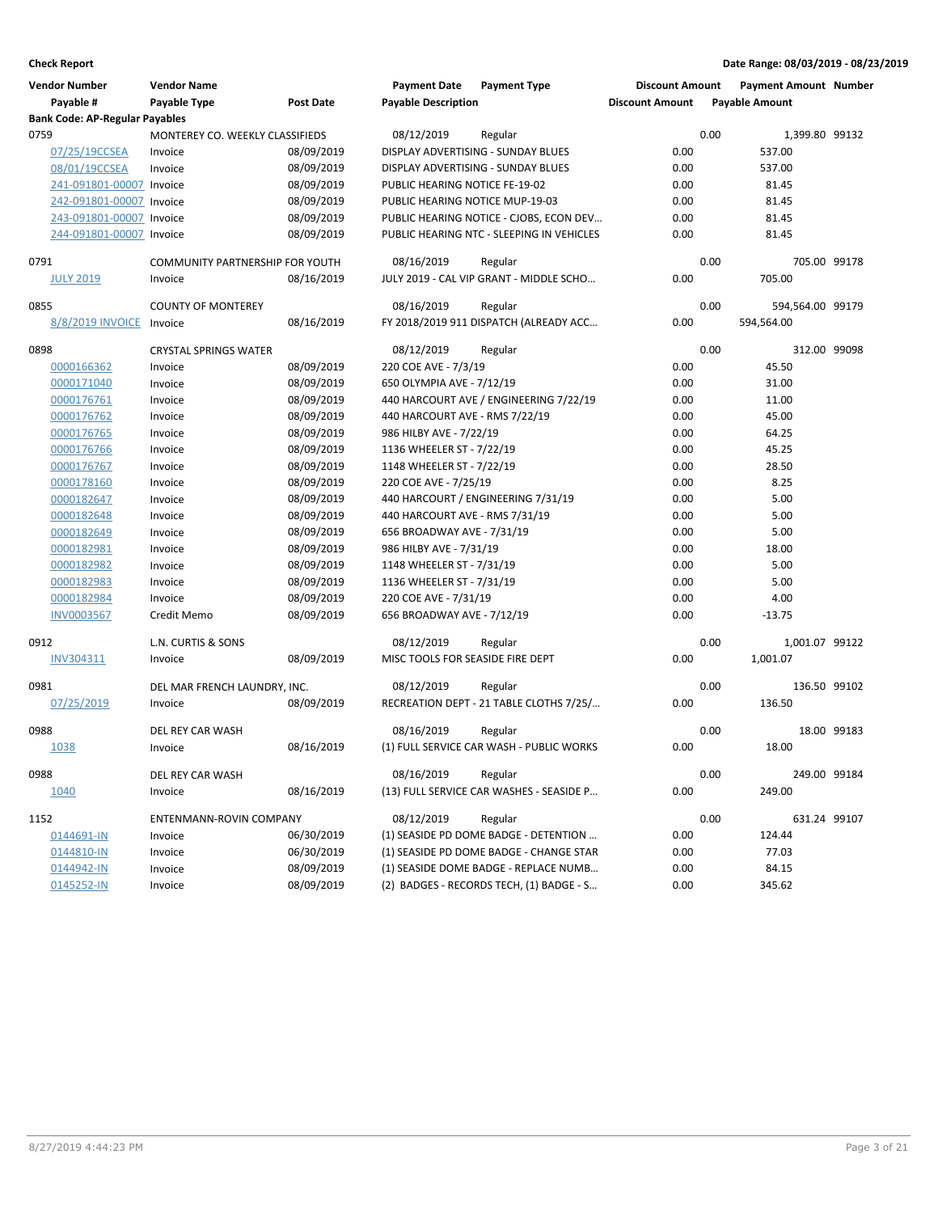**Check Report**

**Date Range: 08/03/2019 - 08/23/2019**

| Vendor Number | Vendor Name | | Payment Date | Payment Type | Discount Amount | Payment Amount | Number |
|---|---|---|---|---|---|---|---|
| Payable # | Payable Type | Post Date | Payable Description | | Discount Amount | Payable Amount | |
| **Bank Code: AP-Regular Payables** | | | | | | | |
| 0759 | MONTEREY CO. WEEKLY CLASSIFIEDS | | 08/12/2019 | Regular | 0.00 | 1,399.80 | 99132 |
| 07/25/19CCSEA | Invoice | 08/09/2019 | DISPLAY ADVERTISING - SUNDAY BLUES | | 0.00 | 537.00 | |
| 08/01/19CCSEA | Invoice | 08/09/2019 | DISPLAY ADVERTISING - SUNDAY BLUES | | 0.00 | 537.00 | |
| 241-091801-00007 | Invoice | 08/09/2019 | PUBLIC HEARING NOTICE FE-19-02 | | 0.00 | 81.45 | |
| 242-091801-00007 | Invoice | 08/09/2019 | PUBLIC HEARING NOTICE MUP-19-03 | | 0.00 | 81.45 | |
| 243-091801-00007 | Invoice | 08/09/2019 | PUBLIC HEARING NOTICE - CJOBS, ECON DEV… | | 0.00 | 81.45 | |
| 244-091801-00007 | Invoice | 08/09/2019 | PUBLIC HEARING NTC - SLEEPING IN VEHICLES | | 0.00 | 81.45 | |
| 0791 | COMMUNITY PARTNERSHIP FOR YOUTH | | 08/16/2019 | Regular | 0.00 | 705.00 | 99178 |
| JULY 2019 | Invoice | 08/16/2019 | JULY 2019 - CAL VIP GRANT - MIDDLE SCHO… | | 0.00 | 705.00 | |
| 0855 | COUNTY OF MONTEREY | | 08/16/2019 | Regular | 0.00 | 594,564.00 | 99179 |
| 8/8/2019 INVOICE | Invoice | 08/16/2019 | FY 2018/2019 911 DISPATCH (ALREADY ACC… | | 0.00 | 594,564.00 | |
| 0898 | CRYSTAL SPRINGS WATER | | 08/12/2019 | Regular | 0.00 | 312.00 | 99098 |
| 0000166362 | Invoice | 08/09/2019 | 220 COE AVE - 7/3/19 | | 0.00 | 45.50 | |
| 0000171040 | Invoice | 08/09/2019 | 650 OLYMPIA AVE - 7/12/19 | | 0.00 | 31.00 | |
| 0000176761 | Invoice | 08/09/2019 | 440 HARCOURT AVE / ENGINEERING 7/22/19 | | 0.00 | 11.00 | |
| 0000176762 | Invoice | 08/09/2019 | 440 HARCOURT AVE - RMS 7/22/19 | | 0.00 | 45.00 | |
| 0000176765 | Invoice | 08/09/2019 | 986 HILBY AVE - 7/22/19 | | 0.00 | 64.25 | |
| 0000176766 | Invoice | 08/09/2019 | 1136 WHEELER ST - 7/22/19 | | 0.00 | 45.25 | |
| 0000176767 | Invoice | 08/09/2019 | 1148 WHEELER ST - 7/22/19 | | 0.00 | 28.50 | |
| 0000178160 | Invoice | 08/09/2019 | 220 COE AVE - 7/25/19 | | 0.00 | 8.25 | |
| 0000182647 | Invoice | 08/09/2019 | 440 HARCOURT / ENGINEERING 7/31/19 | | 0.00 | 5.00 | |
| 0000182648 | Invoice | 08/09/2019 | 440 HARCOURT AVE - RMS 7/31/19 | | 0.00 | 5.00 | |
| 0000182649 | Invoice | 08/09/2019 | 656 BROADWAY AVE - 7/31/19 | | 0.00 | 5.00 | |
| 0000182981 | Invoice | 08/09/2019 | 986 HILBY AVE - 7/31/19 | | 0.00 | 18.00 | |
| 0000182982 | Invoice | 08/09/2019 | 1148 WHEELER ST - 7/31/19 | | 0.00 | 5.00 | |
| 0000182983 | Invoice | 08/09/2019 | 1136 WHEELER ST - 7/31/19 | | 0.00 | 5.00 | |
| 0000182984 | Invoice | 08/09/2019 | 220 COE AVE - 7/31/19 | | 0.00 | 4.00 | |
| INV0003567 | Credit Memo | 08/09/2019 | 656 BROADWAY AVE - 7/12/19 | | 0.00 | -13.75 | |
| 0912 | L.N. CURTIS & SONS | | 08/12/2019 | Regular | 0.00 | 1,001.07 | 99122 |
| INV304311 | Invoice | 08/09/2019 | MISC TOOLS FOR SEASIDE FIRE DEPT | | 0.00 | 1,001.07 | |
| 0981 | DEL MAR FRENCH LAUNDRY, INC. | | 08/12/2019 | Regular | 0.00 | 136.50 | 99102 |
| 07/25/2019 | Invoice | 08/09/2019 | RECREATION DEPT - 21 TABLE CLOTHS 7/25/… | | 0.00 | 136.50 | |
| 0988 | DEL REY CAR WASH | | 08/16/2019 | Regular | 0.00 | 18.00 | 99183 |
| 1038 | Invoice | 08/16/2019 | (1) FULL SERVICE CAR WASH - PUBLIC WORKS | | 0.00 | 18.00 | |
| 0988 | DEL REY CAR WASH | | 08/16/2019 | Regular | 0.00 | 249.00 | 99184 |
| 1040 | Invoice | 08/16/2019 | (13) FULL SERVICE CAR WASHES - SEASIDE P… | | 0.00 | 249.00 | |
| 1152 | ENTENMANN-ROVIN COMPANY | | 08/12/2019 | Regular | 0.00 | 631.24 | 99107 |
| 0144691-IN | Invoice | 06/30/2019 | (1) SEASIDE PD DOME BADGE - DETENTION … | | 0.00 | 124.44 | |
| 0144810-IN | Invoice | 06/30/2019 | (1) SEASIDE PD DOME BADGE - CHANGE STAR | | 0.00 | 77.03 | |
| 0144942-IN | Invoice | 08/09/2019 | (1) SEASIDE DOME BADGE - REPLACE NUMB… | | 0.00 | 84.15 | |
| 0145252-IN | Invoice | 08/09/2019 | (2) BADGES - RECORDS TECH, (1) BADGE - S… | | 0.00 | 345.62 | |

8/27/2019 4:44:23 PM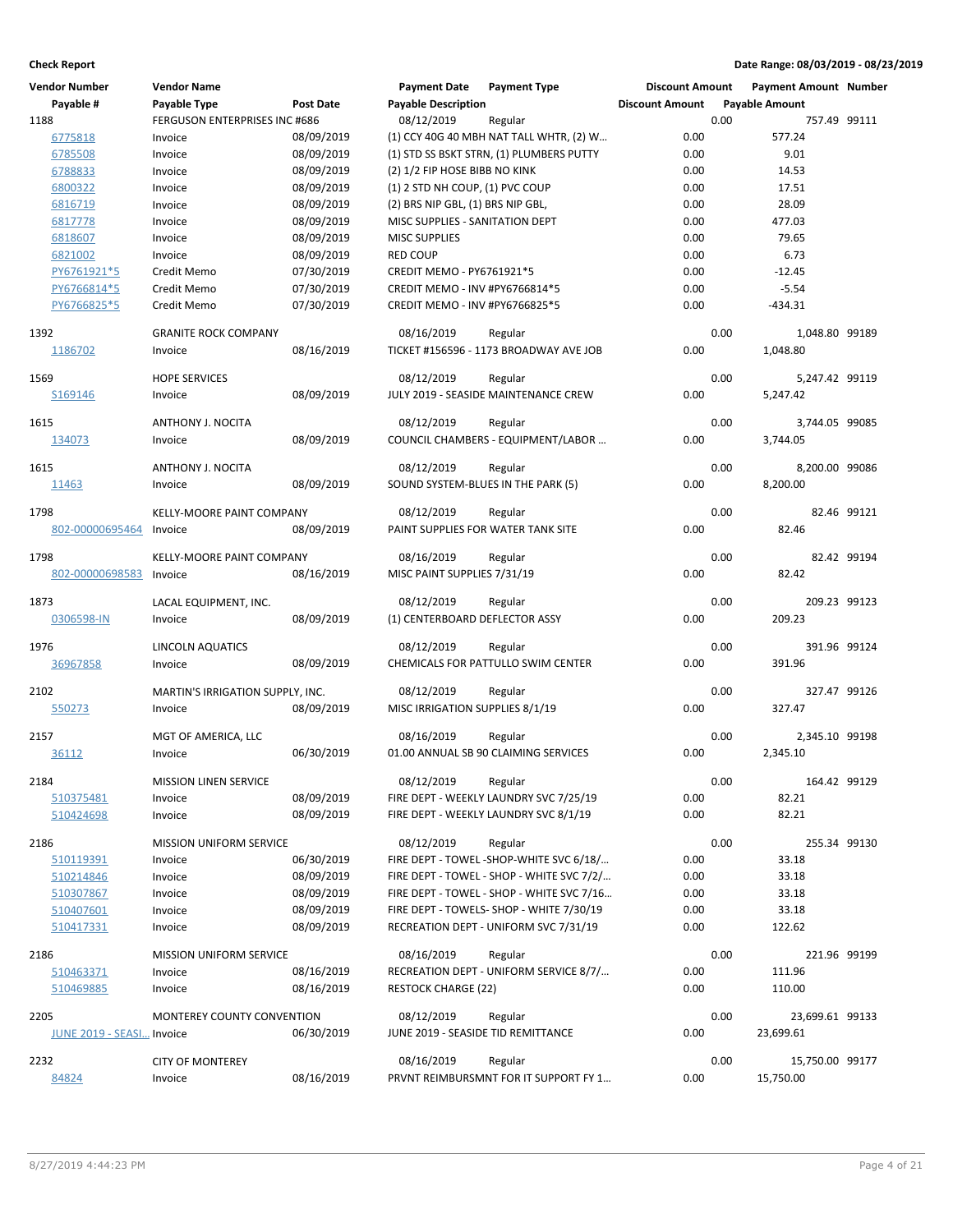**Check Report**

**Date Range: 08/03/2019 - 08/23/2019**

| Vendor Number | Vendor Name | | Payment Date | Payment Type | Discount Amount | Payment Amount | Number |
|---|---|---|---|---|---|---|---|
| **Payable #** | **Payable Type** | **Post Date** | **Payable Description** | | **Discount Amount** | **Payable Amount** | |
| 1188 | FERGUSON ENTERPRISES INC #686 | | 08/12/2019 | Regular | 0.00 | 757.49 | 99111 |
| 6775818 | Invoice | 08/09/2019 | (1) CCY 40G 40 MBH NAT TALL WHTR, (2) W… | | 0.00 | 577.24 | |
| 6785508 | Invoice | 08/09/2019 | (1) STD SS BSKT STRN, (1) PLUMBERS PUTTY | | 0.00 | 9.01 | |
| 6788833 | Invoice | 08/09/2019 | (2) 1/2 FIP HOSE BIBB NO KINK | | 0.00 | 14.53 | |
| 6800322 | Invoice | 08/09/2019 | (1) 2 STD NH COUP, (1) PVC COUP | | 0.00 | 17.51 | |
| 6816719 | Invoice | 08/09/2019 | (2) BRS NIP GBL, (1) BRS NIP GBL, | | 0.00 | 28.09 | |
| 6817778 | Invoice | 08/09/2019 | MISC SUPPLIES - SANITATION DEPT | | 0.00 | 477.03 | |
| 6818607 | Invoice | 08/09/2019 | MISC SUPPLIES | | 0.00 | 79.65 | |
| 6821002 | Invoice | 08/09/2019 | RED COUP | | 0.00 | 6.73 | |
| PY6761921*5 | Credit Memo | 07/30/2019 | CREDIT MEMO - PY6761921*5 | | 0.00 | -12.45 | |
| PY6766814*5 | Credit Memo | 07/30/2019 | CREDIT MEMO - INV #PY6766814*5 | | 0.00 | -5.54 | |
| PY6766825*5 | Credit Memo | 07/30/2019 | CREDIT MEMO - INV #PY6766825*5 | | 0.00 | -434.31 | |
| 1392 | GRANITE ROCK COMPANY | | 08/16/2019 | Regular | 0.00 | 1,048.80 | 99189 |
| 1186702 | Invoice | 08/16/2019 | TICKET #156596 - 1173 BROADWAY AVE JOB | | 0.00 | 1,048.80 | |
| 1569 | HOPE SERVICES | | 08/12/2019 | Regular | 0.00 | 5,247.42 | 99119 |
| S169146 | Invoice | 08/09/2019 | JULY 2019 - SEASIDE MAINTENANCE CREW | | 0.00 | 5,247.42 | |
| 1615 | ANTHONY J. NOCITA | | 08/12/2019 | Regular | 0.00 | 3,744.05 | 99085 |
| 134073 | Invoice | 08/09/2019 | COUNCIL CHAMBERS - EQUIPMENT/LABOR … | | 0.00 | 3,744.05 | |
| 1615 | ANTHONY J. NOCITA | | 08/12/2019 | Regular | 0.00 | 8,200.00 | 99086 |
| 11463 | Invoice | 08/09/2019 | SOUND SYSTEM-BLUES IN THE PARK (5) | | 0.00 | 8,200.00 | |
| 1798 | KELLY-MOORE PAINT COMPANY | | 08/12/2019 | Regular | 0.00 | 82.46 | 99121 |
| 802-00000695464 | Invoice | 08/09/2019 | PAINT SUPPLIES FOR WATER TANK SITE | | 0.00 | 82.46 | |
| 1798 | KELLY-MOORE PAINT COMPANY | | 08/16/2019 | Regular | 0.00 | 82.42 | 99194 |
| 802-00000698583 | Invoice | 08/16/2019 | MISC PAINT SUPPLIES 7/31/19 | | 0.00 | 82.42 | |
| 1873 | LACAL EQUIPMENT, INC. | | 08/12/2019 | Regular | 0.00 | 209.23 | 99123 |
| 0306598-IN | Invoice | 08/09/2019 | (1) CENTERBOARD DEFLECTOR ASSY | | 0.00 | 209.23 | |
| 1976 | LINCOLN AQUATICS | | 08/12/2019 | Regular | 0.00 | 391.96 | 99124 |
| 36967858 | Invoice | 08/09/2019 | CHEMICALS FOR PATTULLO SWIM CENTER | | 0.00 | 391.96 | |
| 2102 | MARTIN'S IRRIGATION SUPPLY, INC. | | 08/12/2019 | Regular | 0.00 | 327.47 | 99126 |
| 550273 | Invoice | 08/09/2019 | MISC IRRIGATION SUPPLIES 8/1/19 | | 0.00 | 327.47 | |
| 2157 | MGT OF AMERICA, LLC | | 08/16/2019 | Regular | 0.00 | 2,345.10 | 99198 |
| 36112 | Invoice | 06/30/2019 | 01.00 ANNUAL SB 90 CLAIMING SERVICES | | 0.00 | 2,345.10 | |
| 2184 | MISSION LINEN SERVICE | | 08/12/2019 | Regular | 0.00 | 164.42 | 99129 |
| 510375481 | Invoice | 08/09/2019 | FIRE DEPT - WEEKLY LAUNDRY SVC 7/25/19 | | 0.00 | 82.21 | |
| 510424698 | Invoice | 08/09/2019 | FIRE DEPT - WEEKLY LAUNDRY SVC 8/1/19 | | 0.00 | 82.21 | |
| 2186 | MISSION UNIFORM SERVICE | | 08/12/2019 | Regular | 0.00 | 255.34 | 99130 |
| 510119391 | Invoice | 06/30/2019 | FIRE DEPT - TOWEL -SHOP-WHITE SVC 6/18/… | | 0.00 | 33.18 | |
| 510214846 | Invoice | 08/09/2019 | FIRE DEPT - TOWEL - SHOP - WHITE SVC 7/2/… | | 0.00 | 33.18 | |
| 510307867 | Invoice | 08/09/2019 | FIRE DEPT - TOWEL - SHOP - WHITE SVC 7/16… | | 0.00 | 33.18 | |
| 510407601 | Invoice | 08/09/2019 | FIRE DEPT - TOWELS- SHOP - WHITE 7/30/19 | | 0.00 | 33.18 | |
| 510417331 | Invoice | 08/09/2019 | RECREATION DEPT - UNIFORM SVC 7/31/19 | | 0.00 | 122.62 | |
| 2186 | MISSION UNIFORM SERVICE | | 08/16/2019 | Regular | 0.00 | 221.96 | 99199 |
| 510463371 | Invoice | 08/16/2019 | RECREATION DEPT - UNIFORM SERVICE 8/7/… | | 0.00 | 111.96 | |
| 510469885 | Invoice | 08/16/2019 | RESTOCK CHARGE (22) | | 0.00 | 110.00 | |
| 2205 | MONTEREY COUNTY CONVENTION | | 08/12/2019 | Regular | 0.00 | 23,699.61 | 99133 |
| JUNE 2019 - SEASI… | Invoice | 06/30/2019 | JUNE 2019 - SEASIDE TID REMITTANCE | | 0.00 | 23,699.61 | |
| 2232 | CITY OF MONTEREY | | 08/16/2019 | Regular | 0.00 | 15,750.00 | 99177 |
| 84824 | Invoice | 08/16/2019 | PRVNT REIMBURSMNT FOR IT SUPPORT FY 1… | | 0.00 | 15,750.00 | |

8/27/2019 4:44:23 PM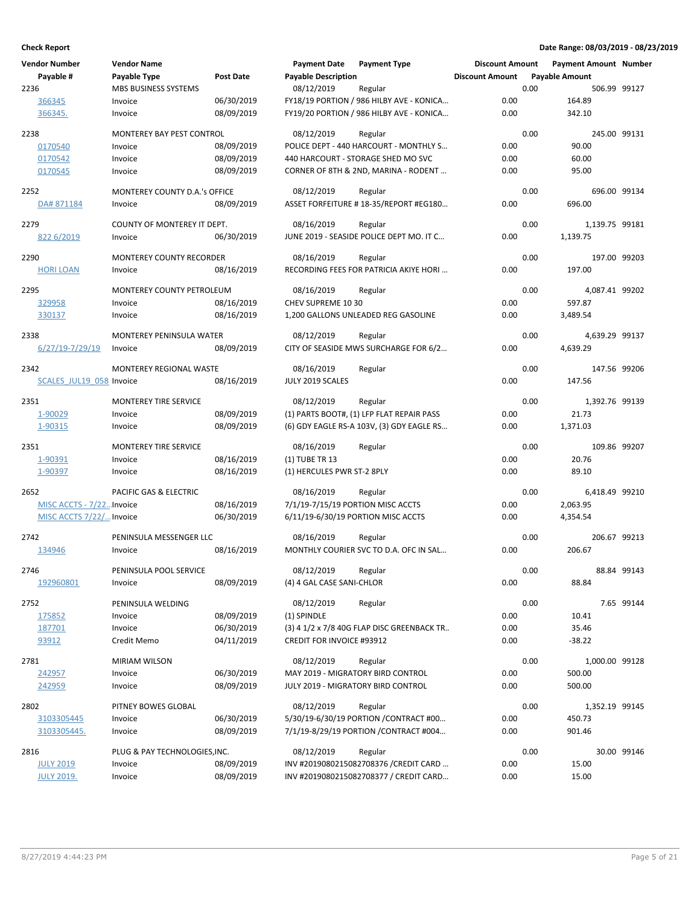**Check Report** | **Date Range: 08/03/2019 - 08/23/2019**

| Vendor Number | Vendor Name | | Payment Date | Payment Type | Discount Amount | Payment Amount | Number |
|---|---|---|---|---|---|---|---|
| Payable # | Payable Type | Post Date | Payable Description | | Discount Amount | Payable Amount | |
| 2236 | MBS BUSINESS SYSTEMS | | 08/12/2019 | Regular | 0.00 | 506.99 | 99127 |
| 366345 | Invoice | 06/30/2019 | FY18/19 PORTION / 986 HILBY AVE - KONICA... | | 0.00 | 164.89 | |
| 366345. | Invoice | 08/09/2019 | FY19/20 PORTION / 986 HILBY AVE - KONICA... | | 0.00 | 342.10 | |
| 2238 | MONTEREY BAY PEST CONTROL | | 08/12/2019 | Regular | 0.00 | 245.00 | 99131 |
| 0170540 | Invoice | 08/09/2019 | POLICE DEPT - 440 HARCOURT - MONTHLY S... | | 0.00 | 90.00 | |
| 0170542 | Invoice | 08/09/2019 | 440 HARCOURT - STORAGE SHED MO SVC | | 0.00 | 60.00 | |
| 0170545 | Invoice | 08/09/2019 | CORNER OF 8TH & 2ND, MARINA - RODENT ... | | 0.00 | 95.00 | |
| 2252 | MONTEREY COUNTY D.A.'s OFFICE | | 08/12/2019 | Regular | 0.00 | 696.00 | 99134 |
| DA# 871184 | Invoice | 08/09/2019 | ASSET FORFEITURE # 18-35/REPORT #EG180... | | 0.00 | 696.00 | |
| 2279 | COUNTY OF MONTEREY IT DEPT. | | 08/16/2019 | Regular | 0.00 | 1,139.75 | 99181 |
| 822 6/2019 | Invoice | 06/30/2019 | JUNE 2019 - SEASIDE POLICE DEPT MO. IT C... | | 0.00 | 1,139.75 | |
| 2290 | MONTEREY COUNTY RECORDER | | 08/16/2019 | Regular | 0.00 | 197.00 | 99203 |
| HORI LOAN | Invoice | 08/16/2019 | RECORDING FEES FOR PATRICIA AKIYE HORI ... | | 0.00 | 197.00 | |
| 2295 | MONTEREY COUNTY PETROLEUM | | 08/16/2019 | Regular | 0.00 | 4,087.41 | 99202 |
| 329958 | Invoice | 08/16/2019 | CHEV SUPREME 10 30 | | 0.00 | 597.87 | |
| 330137 | Invoice | 08/16/2019 | 1,200 GALLONS UNLEADED REG GASOLINE | | 0.00 | 3,489.54 | |
| 2338 | MONTEREY PENINSULA WATER | | 08/12/2019 | Regular | 0.00 | 4,639.29 | 99137 |
| 6/27/19-7/29/19 | Invoice | 08/09/2019 | CITY OF SEASIDE MWS SURCHARGE FOR 6/2... | | 0.00 | 4,639.29 | |
| 2342 | MONTEREY REGIONAL WASTE | | 08/16/2019 | Regular | 0.00 | 147.56 | 99206 |
| SCALES_JUL19_058 | Invoice | 08/16/2019 | JULY 2019 SCALES | | 0.00 | 147.56 | |
| 2351 | MONTEREY TIRE SERVICE | | 08/12/2019 | Regular | 0.00 | 1,392.76 | 99139 |
| 1-90029 | Invoice | 08/09/2019 | (1) PARTS BOOT#, (1) LFP FLAT REPAIR PASS | | 0.00 | 21.73 | |
| 1-90315 | Invoice | 08/09/2019 | (6) GDY EAGLE RS-A 103V, (3) GDY EAGLE RS... | | 0.00 | 1,371.03 | |
| 2351 | MONTEREY TIRE SERVICE | | 08/16/2019 | Regular | 0.00 | 109.86 | 99207 |
| 1-90391 | Invoice | 08/16/2019 | (1) TUBE TR 13 | | 0.00 | 20.76 | |
| 1-90397 | Invoice | 08/16/2019 | (1) HERCULES PWR ST-2 8PLY | | 0.00 | 89.10 | |
| 2652 | PACIFIC GAS & ELECTRIC | | 08/16/2019 | Regular | 0.00 | 6,418.49 | 99210 |
| MISC ACCTS - 7/22... | Invoice | 08/16/2019 | 7/1/19-7/15/19 PORTION MISC ACCTS | | 0.00 | 2,063.95 | |
| MISC ACCTS 7/22/... | Invoice | 06/30/2019 | 6/11/19-6/30/19 PORTION MISC ACCTS | | 0.00 | 4,354.54 | |
| 2742 | PENINSULA MESSENGER LLC | | 08/16/2019 | Regular | 0.00 | 206.67 | 99213 |
| 134946 | Invoice | 08/16/2019 | MONTHLY COURIER SVC TO D.A. OFC IN SAL... | | 0.00 | 206.67 | |
| 2746 | PENINSULA POOL SERVICE | | 08/12/2019 | Regular | 0.00 | 88.84 | 99143 |
| 192960801 | Invoice | 08/09/2019 | (4) 4 GAL CASE SANI-CHLOR | | 0.00 | 88.84 | |
| 2752 | PENINSULA WELDING | | 08/12/2019 | Regular | 0.00 | 7.65 | 99144 |
| 175852 | Invoice | 08/09/2019 | (1) SPINDLE | | 0.00 | 10.41 | |
| 187701 | Invoice | 06/30/2019 | (3) 4 1/2 x 7/8 40G FLAP DISC GREENBACK TR.. | | 0.00 | 35.46 | |
| 93912 | Credit Memo | 04/11/2019 | CREDIT FOR INVOICE #93912 | | 0.00 | -38.22 | |
| 2781 | MIRIAM WILSON | | 08/12/2019 | Regular | 0.00 | 1,000.00 | 99128 |
| 242957 | Invoice | 06/30/2019 | MAY 2019 - MIGRATORY BIRD CONTROL | | 0.00 | 500.00 | |
| 242959 | Invoice | 08/09/2019 | JULY 2019 - MIGRATORY BIRD CONTROL | | 0.00 | 500.00 | |
| 2802 | PITNEY BOWES GLOBAL | | 08/12/2019 | Regular | 0.00 | 1,352.19 | 99145 |
| 3103305445 | Invoice | 06/30/2019 | 5/30/19-6/30/19 PORTION /CONTRACT #00... | | 0.00 | 450.73 | |
| 3103305445. | Invoice | 08/09/2019 | 7/1/19-8/29/19 PORTION /CONTRACT #004... | | 0.00 | 901.46 | |
| 2816 | PLUG & PAY TECHNOLOGIES,INC. | | 08/12/2019 | Regular | 0.00 | 30.00 | 99146 |
| JULY 2019 | Invoice | 08/09/2019 | INV #2019080215082708376 /CREDIT CARD ... | | 0.00 | 15.00 | |
| JULY 2019. | Invoice | 08/09/2019 | INV #2019080215082708377 / CREDIT CARD... | | 0.00 | 15.00 | |

8/27/2019 4:44:23 PM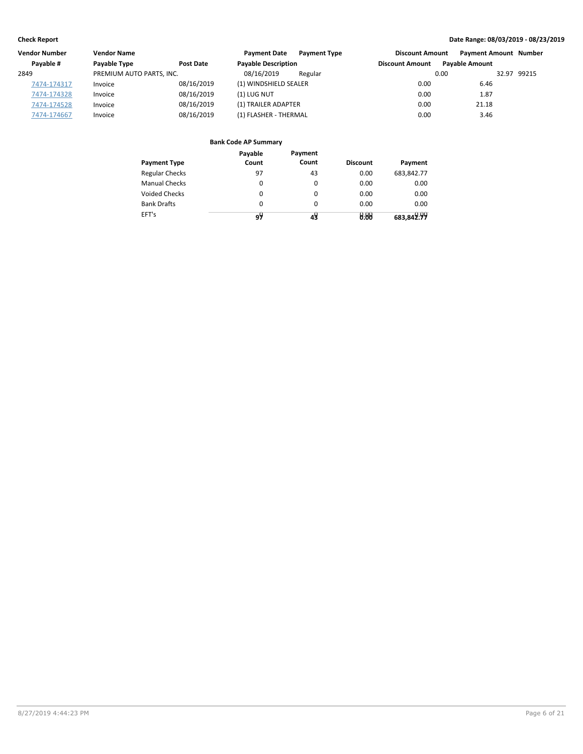| Vendor Number | Vendor Name | | Payment Date | Payment Type | Discount Amount | Payment Amount | Number |
|---|---|---|---|---|---|---|---|
| Payable # | Payable Type | Post Date | Payable Description | | Discount Amount | Payable Amount | |
| 2849 | PREMIUM AUTO PARTS, INC. | | 08/16/2019 | Regular | 0.00 | 32.97 | 99215 |
| 7474-174317 | Invoice | 08/16/2019 | (1) WINDSHIELD SEALER | | 0.00 | 6.46 | |
| 7474-174328 | Invoice | 08/16/2019 | (1) LUG NUT | | 0.00 | 1.87 | |
| 7474-174528 | Invoice | 08/16/2019 | (1) TRAILER ADAPTER | | 0.00 | 21.18 | |
| 7474-174667 | Invoice | 08/16/2019 | (1) FLASHER - THERMAL | | 0.00 | 3.46 | |

**Bank Code AP Summary**

| Payment Type | Payable Count | Payment Count | Discount | Payment |
|---|---|---|---|---|
| Regular Checks | 97 | 43 | 0.00 | 683,842.77 |
| Manual Checks | 0 | 0 | 0.00 | 0.00 |
| Voided Checks | 0 | 0 | 0.00 | 0.00 |
| Bank Drafts | 0 | 0 | 0.00 | 0.00 |
| EFT's | 0 | 0 | 0.00 | 0.00 |
| | 97 | 43 | 0.00 | 683,842.77 |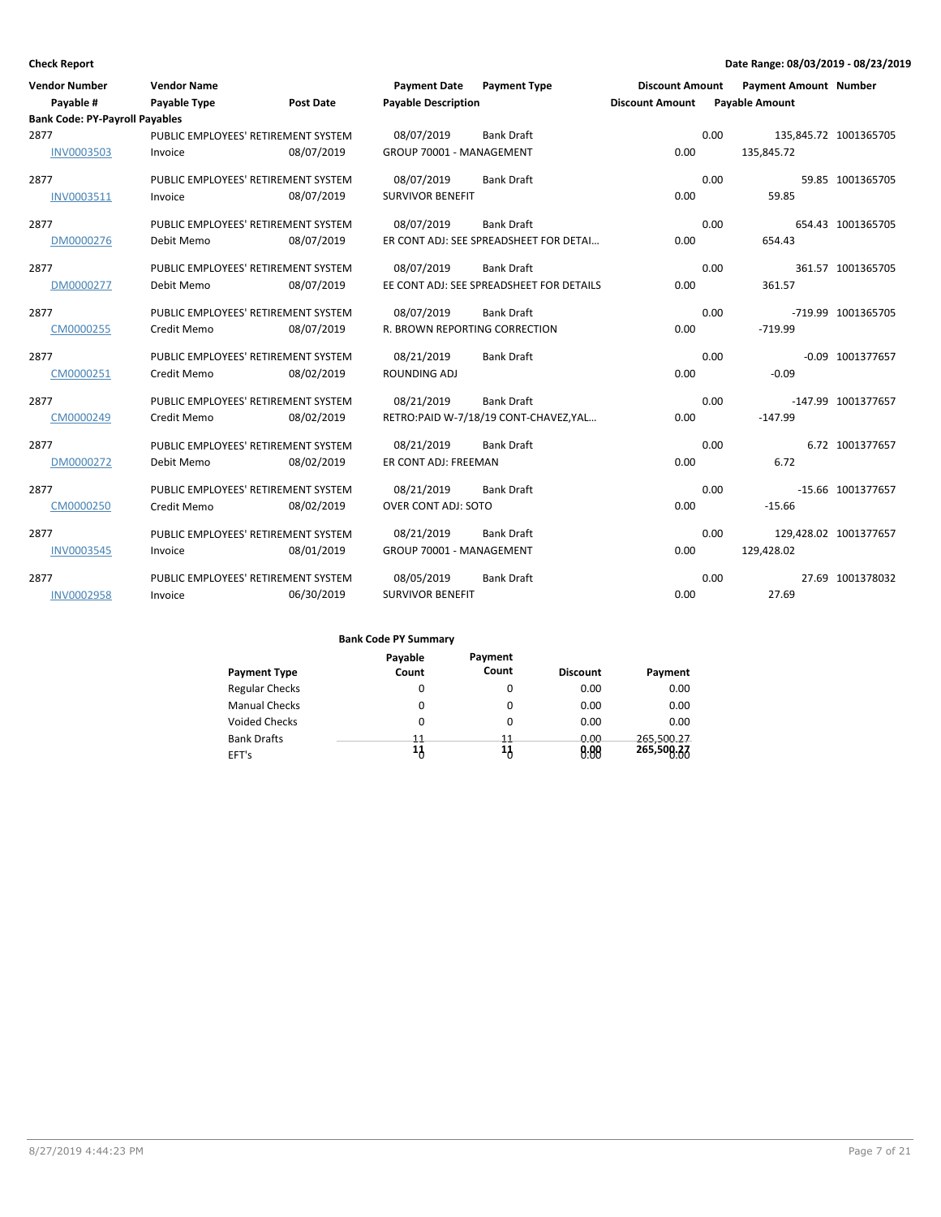**Check Report**

**Date Range: 08/03/2019 - 08/23/2019**

| Vendor Number | Vendor Name | | Payment Date | Payment Type | Discount Amount | Payment Amount | Number |
|---|---|---|---|---|---|---|---|
| Payable # | Payable Type | Post Date | Payable Description | | Discount Amount | Payable Amount | |
| **Bank Code: PY-Payroll Payables** | | | | | | | |
| 2877 | PUBLIC EMPLOYEES' RETIREMENT SYSTEM | | 08/07/2019 | Bank Draft | 0.00 | 135,845.72 | 1001365705 |
| INV0003503 | Invoice | 08/07/2019 | GROUP 70001 - MANAGEMENT | | 0.00 | 135,845.72 | |
| 2877 | PUBLIC EMPLOYEES' RETIREMENT SYSTEM | | 08/07/2019 | Bank Draft | 0.00 | 59.85 | 1001365705 |
| INV0003511 | Invoice | 08/07/2019 | SURVIVOR BENEFIT | | 0.00 | 59.85 | |
| 2877 | PUBLIC EMPLOYEES' RETIREMENT SYSTEM | | 08/07/2019 | Bank Draft | 0.00 | 654.43 | 1001365705 |
| DM0000276 | Debit Memo | 08/07/2019 | ER CONT ADJ: SEE SPREADSHEET FOR DETAI… | | 0.00 | 654.43 | |
| 2877 | PUBLIC EMPLOYEES' RETIREMENT SYSTEM | | 08/07/2019 | Bank Draft | 0.00 | 361.57 | 1001365705 |
| DM0000277 | Debit Memo | 08/07/2019 | EE CONT ADJ: SEE SPREADSHEET FOR DETAILS | | 0.00 | 361.57 | |
| 2877 | PUBLIC EMPLOYEES' RETIREMENT SYSTEM | | 08/07/2019 | Bank Draft | 0.00 | -719.99 | 1001365705 |
| CM0000255 | Credit Memo | 08/07/2019 | R. BROWN REPORTING CORRECTION | | 0.00 | -719.99 | |
| 2877 | PUBLIC EMPLOYEES' RETIREMENT SYSTEM | | 08/21/2019 | Bank Draft | 0.00 | -0.09 | 1001377657 |
| CM0000251 | Credit Memo | 08/02/2019 | ROUNDING ADJ | | 0.00 | -0.09 | |
| 2877 | PUBLIC EMPLOYEES' RETIREMENT SYSTEM | | 08/21/2019 | Bank Draft | 0.00 | -147.99 | 1001377657 |
| CM0000249 | Credit Memo | 08/02/2019 | RETRO:PAID W-7/18/19 CONT-CHAVEZ,YAL… | | 0.00 | -147.99 | |
| 2877 | PUBLIC EMPLOYEES' RETIREMENT SYSTEM | | 08/21/2019 | Bank Draft | 0.00 | 6.72 | 1001377657 |
| DM0000272 | Debit Memo | 08/02/2019 | ER CONT ADJ: FREEMAN | | 0.00 | 6.72 | |
| 2877 | PUBLIC EMPLOYEES' RETIREMENT SYSTEM | | 08/21/2019 | Bank Draft | 0.00 | -15.66 | 1001377657 |
| CM0000250 | Credit Memo | 08/02/2019 | OVER CONT ADJ: SOTO | | 0.00 | -15.66 | |
| 2877 | PUBLIC EMPLOYEES' RETIREMENT SYSTEM | | 08/21/2019 | Bank Draft | 0.00 | 129,428.02 | 1001377657 |
| INV0003545 | Invoice | 08/01/2019 | GROUP 70001 - MANAGEMENT | | 0.00 | 129,428.02 | |
| 2877 | PUBLIC EMPLOYEES' RETIREMENT SYSTEM | | 08/05/2019 | Bank Draft | 0.00 | 27.69 | 1001378032 |
| INV0002958 | Invoice | 06/30/2019 | SURVIVOR BENEFIT | | 0.00 | 27.69 | |

**Bank Code PY Summary**

| Payment Type | Payable Count | Payment Count | Discount | Payment |
|---|---|---|---|---|
| Regular Checks | 0 | 0 | 0.00 | 0.00 |
| Manual Checks | 0 | 0 | 0.00 | 0.00 |
| Voided Checks | 0 | 0 | 0.00 | 0.00 |
| Bank Drafts | 11 | 11 | 0.00 | 265,500.27 |
| EFT's | 0 | 0 | 0.00 | 0.00 |
| | **11** | **11** | **0.00** | **265,500.27** |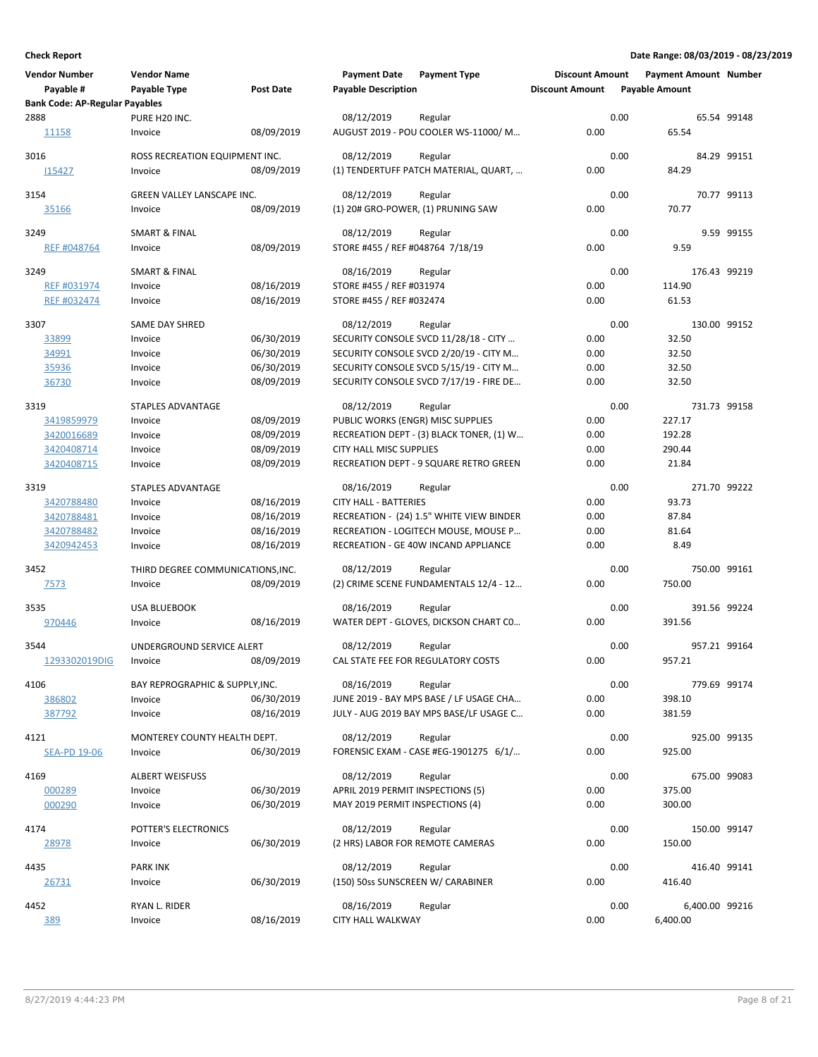**Check Report**

**Date Range: 08/03/2019 - 08/23/2019**

| Vendor Number / Payable # | Vendor Name / Payable Type | Post Date | Payment Date / Payable Description | Payment Type | Discount Amount (Vendor) / Discount Amount (Payable) | Payment Amount / Payable Amount | Number |
|---|---|---|---|---|---|---|---|
| **Bank Code: AP-Regular Payables** | | | | | | | |
| 2888 | PURE H20 INC. | | 08/12/2019 | Regular | 0.00 | 65.54 | 99148 |
| 11158 | Invoice | 08/09/2019 | AUGUST 2019 - POU COOLER WS-11000/ M... | | 0.00 | 65.54 | |
| 3016 | ROSS RECREATION EQUIPMENT INC. | | 08/12/2019 | Regular | 0.00 | 84.29 | 99151 |
| I15427 | Invoice | 08/09/2019 | (1) TENDERTUFF PATCH MATERIAL, QUART, ... | | 0.00 | 84.29 | |
| 3154 | GREEN VALLEY LANSCAPE INC. | | 08/12/2019 | Regular | 0.00 | 70.77 | 99113 |
| 35166 | Invoice | 08/09/2019 | (1) 20# GRO-POWER, (1) PRUNING SAW | | 0.00 | 70.77 | |
| 3249 | SMART & FINAL | | 08/12/2019 | Regular | 0.00 | 9.59 | 99155 |
| REF #048764 | Invoice | 08/09/2019 | STORE #455 / REF #048764 7/18/19 | | 0.00 | 9.59 | |
| 3249 | SMART & FINAL | | 08/16/2019 | Regular | 0.00 | 176.43 | 99219 |
| REF #031974 | Invoice | 08/16/2019 | STORE #455 / REF #031974 | | 0.00 | 114.90 | |
| REF #032474 | Invoice | 08/16/2019 | STORE #455 / REF #032474 | | 0.00 | 61.53 | |
| 3307 | SAME DAY SHRED | | 08/12/2019 | Regular | 0.00 | 130.00 | 99152 |
| 33899 | Invoice | 06/30/2019 | SECURITY CONSOLE SVCD 11/28/18 - CITY ... | | 0.00 | 32.50 | |
| 34991 | Invoice | 06/30/2019 | SECURITY CONSOLE SVCD 2/20/19 - CITY M... | | 0.00 | 32.50 | |
| 35936 | Invoice | 06/30/2019 | SECURITY CONSOLE SVCD 5/15/19 - CITY M... | | 0.00 | 32.50 | |
| 36730 | Invoice | 08/09/2019 | SECURITY CONSOLE SVCD 7/17/19 - FIRE DE... | | 0.00 | 32.50 | |
| 3319 | STAPLES ADVANTAGE | | 08/12/2019 | Regular | 0.00 | 731.73 | 99158 |
| 3419859979 | Invoice | 08/09/2019 | PUBLIC WORKS (ENGR) MISC SUPPLIES | | 0.00 | 227.17 | |
| 3420016689 | Invoice | 08/09/2019 | RECREATION DEPT - (3) BLACK TONER, (1) W... | | 0.00 | 192.28 | |
| 3420408714 | Invoice | 08/09/2019 | CITY HALL MISC SUPPLIES | | 0.00 | 290.44 | |
| 3420408715 | Invoice | 08/09/2019 | RECREATION DEPT - 9 SQUARE RETRO GREEN | | 0.00 | 21.84 | |
| 3319 | STAPLES ADVANTAGE | | 08/16/2019 | Regular | 0.00 | 271.70 | 99222 |
| 3420788480 | Invoice | 08/16/2019 | CITY HALL - BATTERIES | | 0.00 | 93.73 | |
| 3420788481 | Invoice | 08/16/2019 | RECREATION - (24) 1.5" WHITE VIEW BINDER | | 0.00 | 87.84 | |
| 3420788482 | Invoice | 08/16/2019 | RECREATION - LOGITECH MOUSE, MOUSE P... | | 0.00 | 81.64 | |
| 3420942453 | Invoice | 08/16/2019 | RECREATION - GE 40W INCAND APPLIANCE | | 0.00 | 8.49 | |
| 3452 | THIRD DEGREE COMMUNICATIONS,INC. | | 08/12/2019 | Regular | 0.00 | 750.00 | 99161 |
| 7573 | Invoice | 08/09/2019 | (2) CRIME SCENE FUNDAMENTALS 12/4 - 12... | | 0.00 | 750.00 | |
| 3535 | USA BLUEBOOK | | 08/16/2019 | Regular | 0.00 | 391.56 | 99224 |
| 970446 | Invoice | 08/16/2019 | WATER DEPT - GLOVES, DICKSON CHART CO... | | 0.00 | 391.56 | |
| 3544 | UNDERGROUND SERVICE ALERT | | 08/12/2019 | Regular | 0.00 | 957.21 | 99164 |
| 1293302019DIG | Invoice | 08/09/2019 | CAL STATE FEE FOR REGULATORY COSTS | | 0.00 | 957.21 | |
| 4106 | BAY REPROGRAPHIC & SUPPLY,INC. | | 08/16/2019 | Regular | 0.00 | 779.69 | 99174 |
| 386802 | Invoice | 06/30/2019 | JUNE 2019 - BAY MPS BASE / LF USAGE CHA... | | 0.00 | 398.10 | |
| 387792 | Invoice | 08/16/2019 | JULY - AUG 2019 BAY MPS BASE/LF USAGE C... | | 0.00 | 381.59 | |
| 4121 | MONTEREY COUNTY HEALTH DEPT. | | 08/12/2019 | Regular | 0.00 | 925.00 | 99135 |
| SEA-PD 19-06 | Invoice | 06/30/2019 | FORENSIC EXAM - CASE #EG-1901275 6/1/... | | 0.00 | 925.00 | |
| 4169 | ALBERT WEISFUSS | | 08/12/2019 | Regular | 0.00 | 675.00 | 99083 |
| 000289 | Invoice | 06/30/2019 | APRIL 2019 PERMIT INSPECTIONS (5) | | 0.00 | 375.00 | |
| 000290 | Invoice | 06/30/2019 | MAY 2019 PERMIT INSPECTIONS (4) | | 0.00 | 300.00 | |
| 4174 | POTTER'S ELECTRONICS | | 08/12/2019 | Regular | 0.00 | 150.00 | 99147 |
| 28978 | Invoice | 06/30/2019 | (2 HRS) LABOR FOR REMOTE CAMERAS | | 0.00 | 150.00 | |
| 4435 | PARK INK | | 08/12/2019 | Regular | 0.00 | 416.40 | 99141 |
| 26731 | Invoice | 06/30/2019 | (150) 50ss SUNSCREEN W/ CARABINER | | 0.00 | 416.40 | |
| 4452 | RYAN L. RIDER | | 08/16/2019 | Regular | 0.00 | 6,400.00 | 99216 |
| 389 | Invoice | 08/16/2019 | CITY HALL WALKWAY | | 0.00 | 6,400.00 | |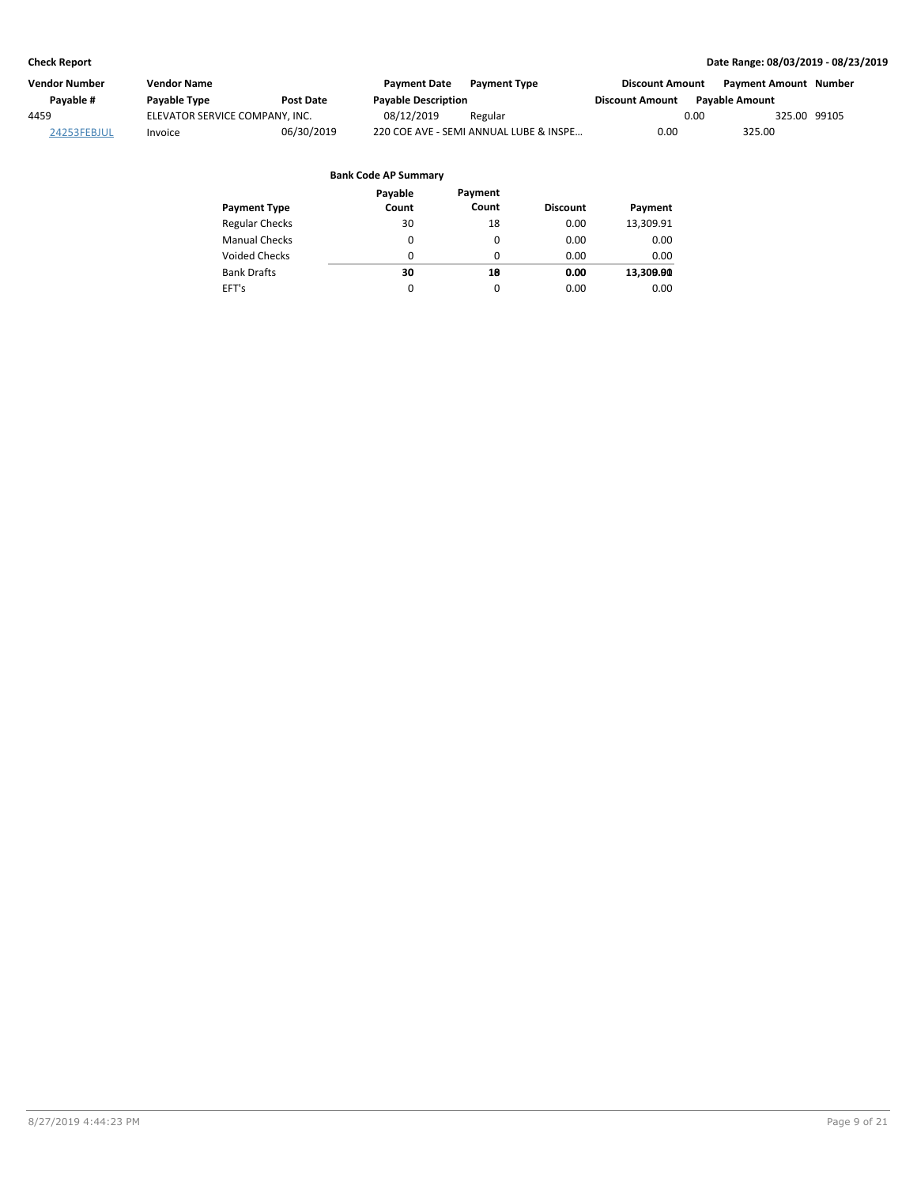**Check Report** — **Date Range: 08/03/2019 - 08/23/2019**

| Vendor Number | Vendor Name | | Payment Date | Payment Type | Discount Amount | Payment Amount | Number |
|---|---|---|---|---|---|---|---|
| Payable # | Payable Type | Post Date | Payable Description | | Discount Amount | Payable Amount | |
| 4459 | ELEVATOR SERVICE COMPANY, INC. | | 08/12/2019 | Regular | 0.00 | 325.00 | 99105 |
| 24253FEBJUL | Invoice | 06/30/2019 | 220 COE AVE - SEMI ANNUAL LUBE & INSPE… | | 0.00 | 325.00 | |

**Bank Code AP Summary**

| Payment Type | Payable Count | Payment Count | Discount | Payment |
|---|---|---|---|---|
| Regular Checks | 30 | 18 | 0.00 | 13,309.91 |
| Manual Checks | 0 | 0 | 0.00 | 0.00 |
| Voided Checks | 0 | 0 | 0.00 | 0.00 |
| Bank Drafts | **30** | **18** | **0.00** | **13,309.91** |
| EFT's | 0 | 0 | 0.00 | 0.00 |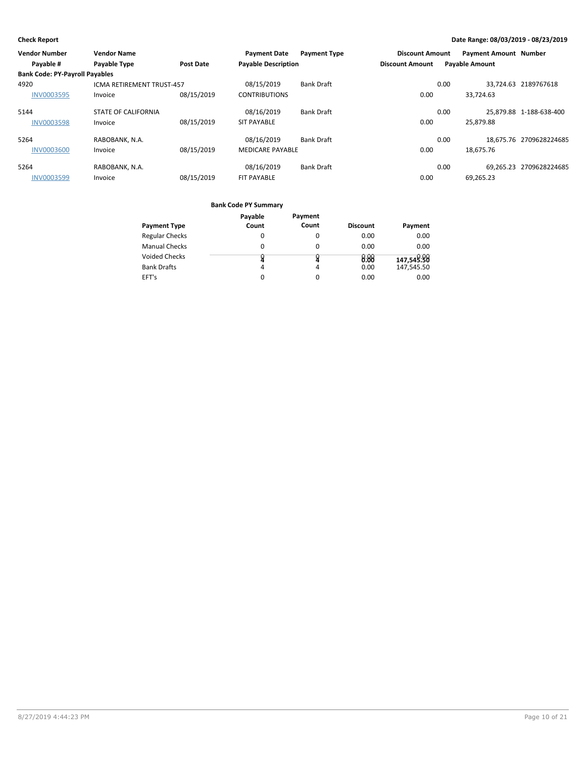**Check Report**

**Date Range: 08/03/2019 - 08/23/2019**

| Vendor Number | Vendor Name | | Payment Date | Payment Type | Discount Amount | Payment Amount | Number |
|---|---|---|---|---|---|---|---|
| Payable # | Payable Type | Post Date | Payable Description | | Discount Amount | Payable Amount | |
| **Bank Code: PY-Payroll Payables** | | | | | | | |
| 4920 | ICMA RETIREMENT TRUST-457 | | 08/15/2019 | Bank Draft | 0.00 | 33,724.63 | 2189767618 |
| INV0003595 | Invoice | 08/15/2019 | CONTRIBUTIONS | | 0.00 | 33,724.63 | |
| 5144 | STATE OF CALIFORNIA | | 08/16/2019 | Bank Draft | 0.00 | 25,879.88 | 1-188-638-400 |
| INV0003598 | Invoice | 08/15/2019 | SIT PAYABLE | | 0.00 | 25,879.88 | |
| 5264 | RABOBANK, N.A. | | 08/16/2019 | Bank Draft | 0.00 | 18,675.76 | 2709628224685 |
| INV0003600 | Invoice | 08/15/2019 | MEDICARE PAYABLE | | 0.00 | 18,675.76 | |
| 5264 | RABOBANK, N.A. | | 08/16/2019 | Bank Draft | 0.00 | 69,265.23 | 2709628224685 |
| INV0003599 | Invoice | 08/15/2019 | FIT PAYABLE | | 0.00 | 69,265.23 | |

**Bank Code PY Summary**

| Payment Type | Payable Count | Payment Count | Discount | Payment |
|---|---|---|---|---|
| Regular Checks | 0 | 0 | 0.00 | 0.00 |
| Manual Checks | 0 | 0 | 0.00 | 0.00 |
| Voided Checks | 0 | 0 | 0.00 | 0.00 |
| Bank Drafts | 4 | 4 | 0.00 | 147,545.50 |
| EFT's | 0 | 0 | 0.00 | 0.00 |
| | **4** | **4** | **0.00** | **147,545.50** |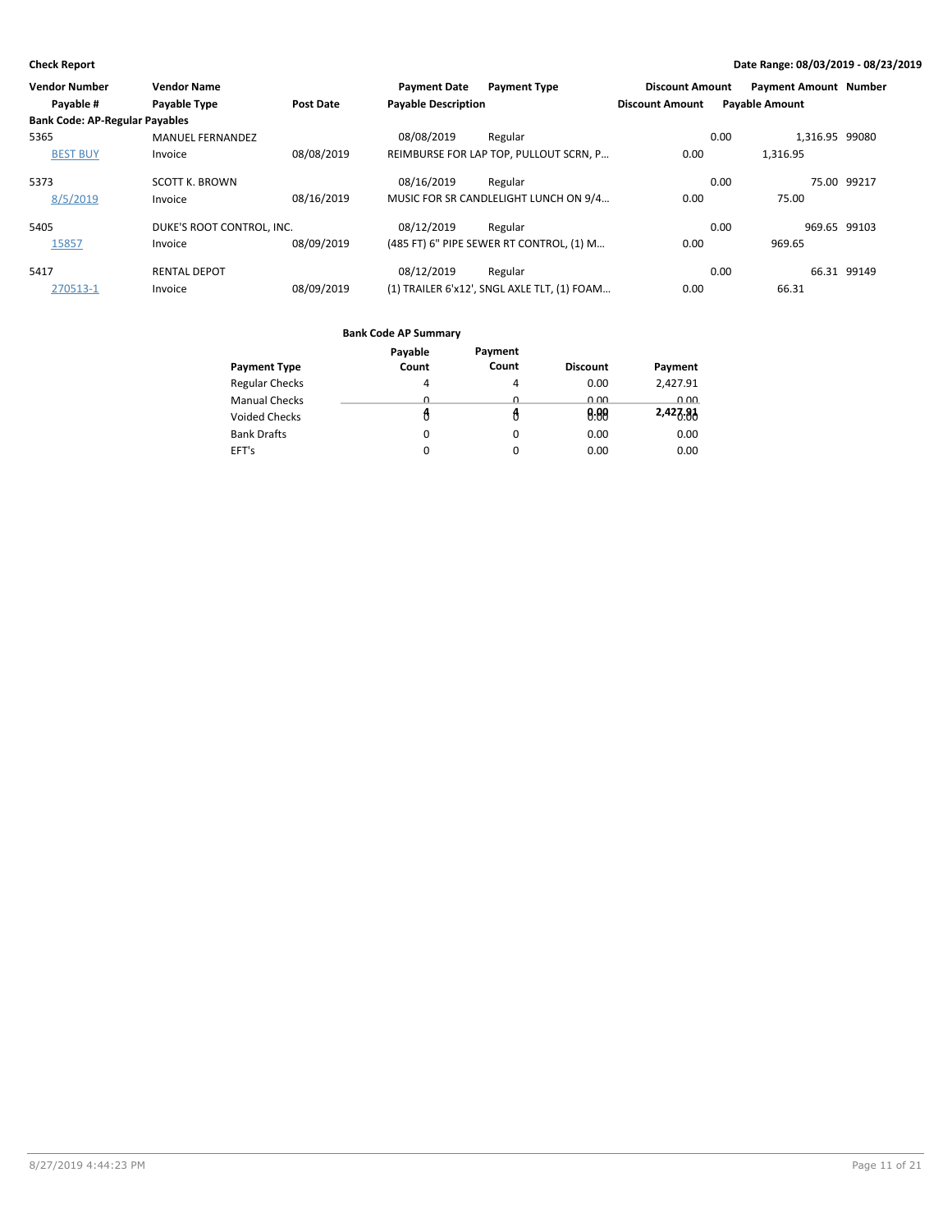**Check Report**

**Date Range: 08/03/2019 - 08/23/2019**

| Vendor Number | Vendor Name | | Payment Date | Payment Type | Discount Amount | Payment Amount | Number |
|---|---|---|---|---|---|---|---|
| Payable # | Payable Type | Post Date | Payable Description | | Discount Amount | Payable Amount | |
| **Bank Code: AP-Regular Payables** | | | | | | | |
| 5365 | MANUEL FERNANDEZ | | 08/08/2019 | Regular | 0.00 | 1,316.95 | 99080 |
| BEST BUY | Invoice | 08/08/2019 | REIMBURSE FOR LAP TOP, PULLOUT SCRN, P… | | 0.00 | 1,316.95 | |
| 5373 | SCOTT K. BROWN | | 08/16/2019 | Regular | 0.00 | 75.00 | 99217 |
| 8/5/2019 | Invoice | 08/16/2019 | MUSIC FOR SR CANDLELIGHT LUNCH ON 9/4… | | 0.00 | 75.00 | |
| 5405 | DUKE'S ROOT CONTROL, INC. | | 08/12/2019 | Regular | 0.00 | 969.65 | 99103 |
| 15857 | Invoice | 08/09/2019 | (485 FT) 6" PIPE SEWER RT CONTROL, (1) M… | | 0.00 | 969.65 | |
| 5417 | RENTAL DEPOT | | 08/12/2019 | Regular | 0.00 | 66.31 | 99149 |
| 270513-1 | Invoice | 08/09/2019 | (1) TRAILER 6'x12', SNGL AXLE TLT, (1) FOAM… | | 0.00 | 66.31 | |

**Bank Code AP Summary**

| Payment Type | Payable Count | Payment Count | Discount | Payment |
|---|---|---|---|---|
| Regular Checks | 4 | 4 | 0.00 | 2,427.91 |
| Manual Checks | 0 | 0 | 0.00 | 0.00 |
| Voided Checks | 0 | 0 | 0.00 | 0.00 |
| Bank Drafts | 0 | 0 | 0.00 | 0.00 |
| EFT's | 0 | 0 | 0.00 | 0.00 |
| | 4 | 4 | 0.00 | 2,427.91 |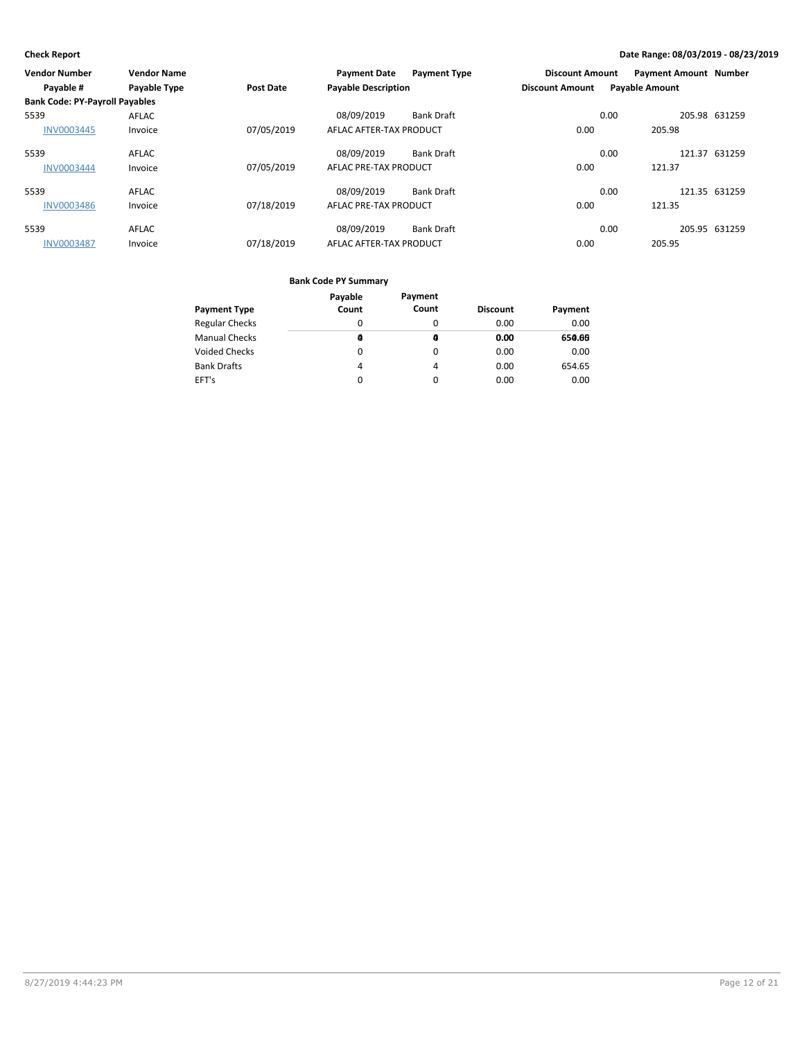**Check Report**

**Date Range: 08/03/2019 - 08/23/2019**

| Vendor Number | Vendor Name | | Payment Date | Payment Type | Discount Amount | Payment Amount | Number |
|---|---|---|---|---|---|---|---|
| Payable # | Payable Type | Post Date | Payable Description | | Discount Amount | Payable Amount | |
| **Bank Code: PY-Payroll Payables** | | | | | | | |
| 5539 | AFLAC | | 08/09/2019 | Bank Draft | 0.00 | 205.98 | 631259 |
| INV0003445 | Invoice | 07/05/2019 | AFLAC AFTER-TAX PRODUCT | | 0.00 | 205.98 | |
| 5539 | AFLAC | | 08/09/2019 | Bank Draft | 0.00 | 121.37 | 631259 |
| INV0003444 | Invoice | 07/05/2019 | AFLAC PRE-TAX PRODUCT | | 0.00 | 121.37 | |
| 5539 | AFLAC | | 08/09/2019 | Bank Draft | 0.00 | 121.35 | 631259 |
| INV0003486 | Invoice | 07/18/2019 | AFLAC PRE-TAX PRODUCT | | 0.00 | 121.35 | |
| 5539 | AFLAC | | 08/09/2019 | Bank Draft | 0.00 | 205.95 | 631259 |
| INV0003487 | Invoice | 07/18/2019 | AFLAC AFTER-TAX PRODUCT | | 0.00 | 205.95 | |

**Bank Code PY Summary**

| Payment Type | Payable Count | Payment Count | Discount | Payment |
|---|---|---|---|---|
| Regular Checks | 0 | 0 | 0.00 | 0.00 |
| Manual Checks | 0 | 0 | 0.00 | 0.00 |
| Voided Checks | 0 | 0 | 0.00 | 0.00 |
| Bank Drafts | 4 | 4 | 0.00 | 654.65 |
| EFT's | 0 | 0 | 0.00 | 0.00 |
| | 4 | 4 | 0.00 | 654.65 |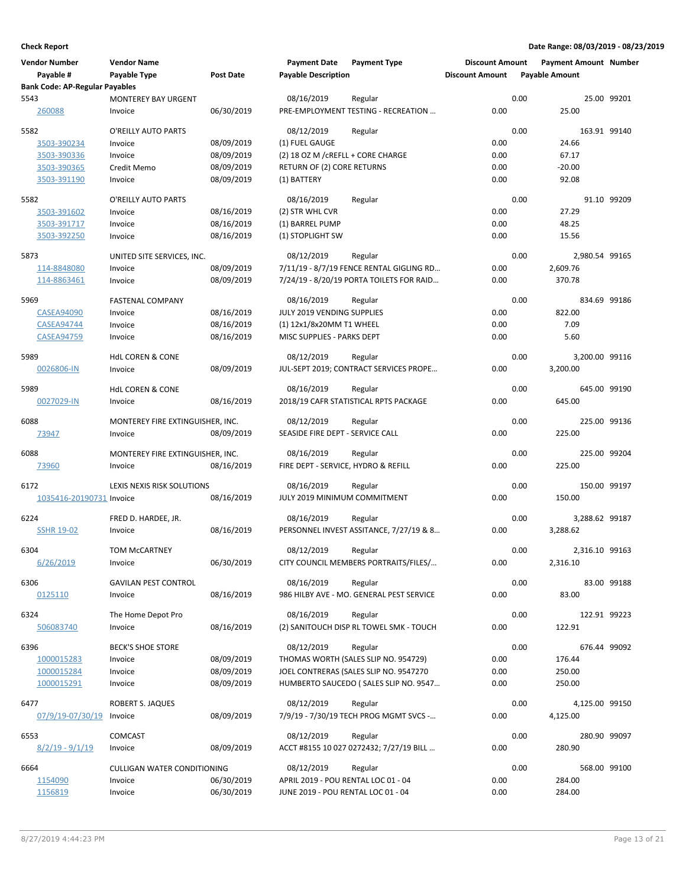**Check Report** — Date Range: 08/03/2019 - 08/23/2019

| Vendor Number | Vendor Name | | Payment Date | Payment Type | Discount Amount | Payment Amount | Number |
|---|---|---|---|---|---|---|---|
| Payable # | Payable Type | Post Date | Payable Description | | Discount Amount | Payable Amount | |
| **Bank Code: AP-Regular Payables** | | | | | | | |
| 5543 | MONTEREY BAY URGENT | | 08/16/2019 | Regular | 0.00 | 25.00 | 99201 |
| 260088 | Invoice | 06/30/2019 | PRE-EMPLOYMENT TESTING - RECREATION … | | 0.00 | 25.00 | |
| 5582 | O'REILLY AUTO PARTS | | 08/12/2019 | Regular | 0.00 | 163.91 | 99140 |
| 3503-390234 | Invoice | 08/09/2019 | (1) FUEL GAUGE | | 0.00 | 24.66 | |
| 3503-390336 | Invoice | 08/09/2019 | (2) 18 OZ M /CREFLL + CORE CHARGE | | 0.00 | 67.17 | |
| 3503-390365 | Credit Memo | 08/09/2019 | RETURN OF (2) CORE RETURNS | | 0.00 | -20.00 | |
| 3503-391190 | Invoice | 08/09/2019 | (1) BATTERY | | 0.00 | 92.08 | |
| 5582 | O'REILLY AUTO PARTS | | 08/16/2019 | Regular | 0.00 | 91.10 | 99209 |
| 3503-391602 | Invoice | 08/16/2019 | (2) STR WHL CVR | | 0.00 | 27.29 | |
| 3503-391717 | Invoice | 08/16/2019 | (1) BARREL PUMP | | 0.00 | 48.25 | |
| 3503-392250 | Invoice | 08/16/2019 | (1) STOPLIGHT SW | | 0.00 | 15.56 | |
| 5873 | UNITED SITE SERVICES, INC. | | 08/12/2019 | Regular | 0.00 | 2,980.54 | 99165 |
| 114-8848080 | Invoice | 08/09/2019 | 7/11/19 - 8/7/19 FENCE RENTAL GIGLING RD… | | 0.00 | 2,609.76 | |
| 114-8863461 | Invoice | 08/09/2019 | 7/24/19 - 8/20/19 PORTA TOILETS FOR RAID… | | 0.00 | 370.78 | |
| 5969 | FASTENAL COMPANY | | 08/16/2019 | Regular | 0.00 | 834.69 | 99186 |
| CASEA94090 | Invoice | 08/16/2019 | JULY 2019 VENDING SUPPLIES | | 0.00 | 822.00 | |
| CASEA94744 | Invoice | 08/16/2019 | (1) 12x1/8x20MM T1 WHEEL | | 0.00 | 7.09 | |
| CASEA94759 | Invoice | 08/16/2019 | MISC SUPPLIES - PARKS DEPT | | 0.00 | 5.60 | |
| 5989 | HdL COREN & CONE | | 08/12/2019 | Regular | 0.00 | 3,200.00 | 99116 |
| 0026806-IN | Invoice | 08/09/2019 | JUL-SEPT 2019; CONTRACT SERVICES PROPE… | | 0.00 | 3,200.00 | |
| 5989 | HdL COREN & CONE | | 08/16/2019 | Regular | 0.00 | 645.00 | 99190 |
| 0027029-IN | Invoice | 08/16/2019 | 2018/19 CAFR STATISTICAL RPTS PACKAGE | | 0.00 | 645.00 | |
| 6088 | MONTEREY FIRE EXTINGUISHER, INC. | | 08/12/2019 | Regular | 0.00 | 225.00 | 99136 |
| 73947 | Invoice | 08/09/2019 | SEASIDE FIRE DEPT - SERVICE CALL | | 0.00 | 225.00 | |
| 6088 | MONTEREY FIRE EXTINGUISHER, INC. | | 08/16/2019 | Regular | 0.00 | 225.00 | 99204 |
| 73960 | Invoice | 08/16/2019 | FIRE DEPT - SERVICE, HYDRO & REFILL | | 0.00 | 225.00 | |
| 6172 | LEXIS NEXIS RISK SOLUTIONS | | 08/16/2019 | Regular | 0.00 | 150.00 | 99197 |
| 1035416-20190731 | Invoice | 08/16/2019 | JULY 2019 MINIMUM COMMITMENT | | 0.00 | 150.00 | |
| 6224 | FRED D. HARDEE, JR. | | 08/16/2019 | Regular | 0.00 | 3,288.62 | 99187 |
| SSHR 19-02 | Invoice | 08/16/2019 | PERSONNEL INVEST ASSITANCE, 7/27/19 & 8… | | 0.00 | 3,288.62 | |
| 6304 | TOM McCARTNEY | | 08/12/2019 | Regular | 0.00 | 2,316.10 | 99163 |
| 6/26/2019 | Invoice | 06/30/2019 | CITY COUNCIL MEMBERS PORTRAITS/FILES/… | | 0.00 | 2,316.10 | |
| 6306 | GAVILAN PEST CONTROL | | 08/16/2019 | Regular | 0.00 | 83.00 | 99188 |
| 0125110 | Invoice | 08/16/2019 | 986 HILBY AVE - MO. GENERAL PEST SERVICE | | 0.00 | 83.00 | |
| 6324 | The Home Depot Pro | | 08/16/2019 | Regular | 0.00 | 122.91 | 99223 |
| 506083740 | Invoice | 08/16/2019 | (2) SANITOUCH DISP RL TOWEL SMK - TOUCH | | 0.00 | 122.91 | |
| 6396 | BECK'S SHOE STORE | | 08/12/2019 | Regular | 0.00 | 676.44 | 99092 |
| 1000015283 | Invoice | 08/09/2019 | THOMAS WORTH (SALES SLIP NO. 954729) | | 0.00 | 176.44 | |
| 1000015284 | Invoice | 08/09/2019 | JOEL CONTRERAS (SALES SLIP NO. 9547270 | | 0.00 | 250.00 | |
| 1000015291 | Invoice | 08/09/2019 | HUMBERTO SAUCEDO ( SALES SLIP NO. 9547… | | 0.00 | 250.00 | |
| 6477 | ROBERT S. JAQUES | | 08/12/2019 | Regular | 0.00 | 4,125.00 | 99150 |
| 07/9/19-07/30/19 | Invoice | 08/09/2019 | 7/9/19 - 7/30/19 TECH PROG MGMT SVCS -… | | 0.00 | 4,125.00 | |
| 6553 | COMCAST | | 08/12/2019 | Regular | 0.00 | 280.90 | 99097 |
| 8/2/19 - 9/1/19 | Invoice | 08/09/2019 | ACCT #8155 10 027 0272432; 7/27/19 BILL … | | 0.00 | 280.90 | |
| 6664 | CULLIGAN WATER CONDITIONING | | 08/12/2019 | Regular | 0.00 | 568.00 | 99100 |
| 1154090 | Invoice | 06/30/2019 | APRIL 2019 - POU RENTAL LOC 01 - 04 | | 0.00 | 284.00 | |
| 1156819 | Invoice | 06/30/2019 | JUNE 2019 - POU RENTAL LOC 01 - 04 | | 0.00 | 284.00 | |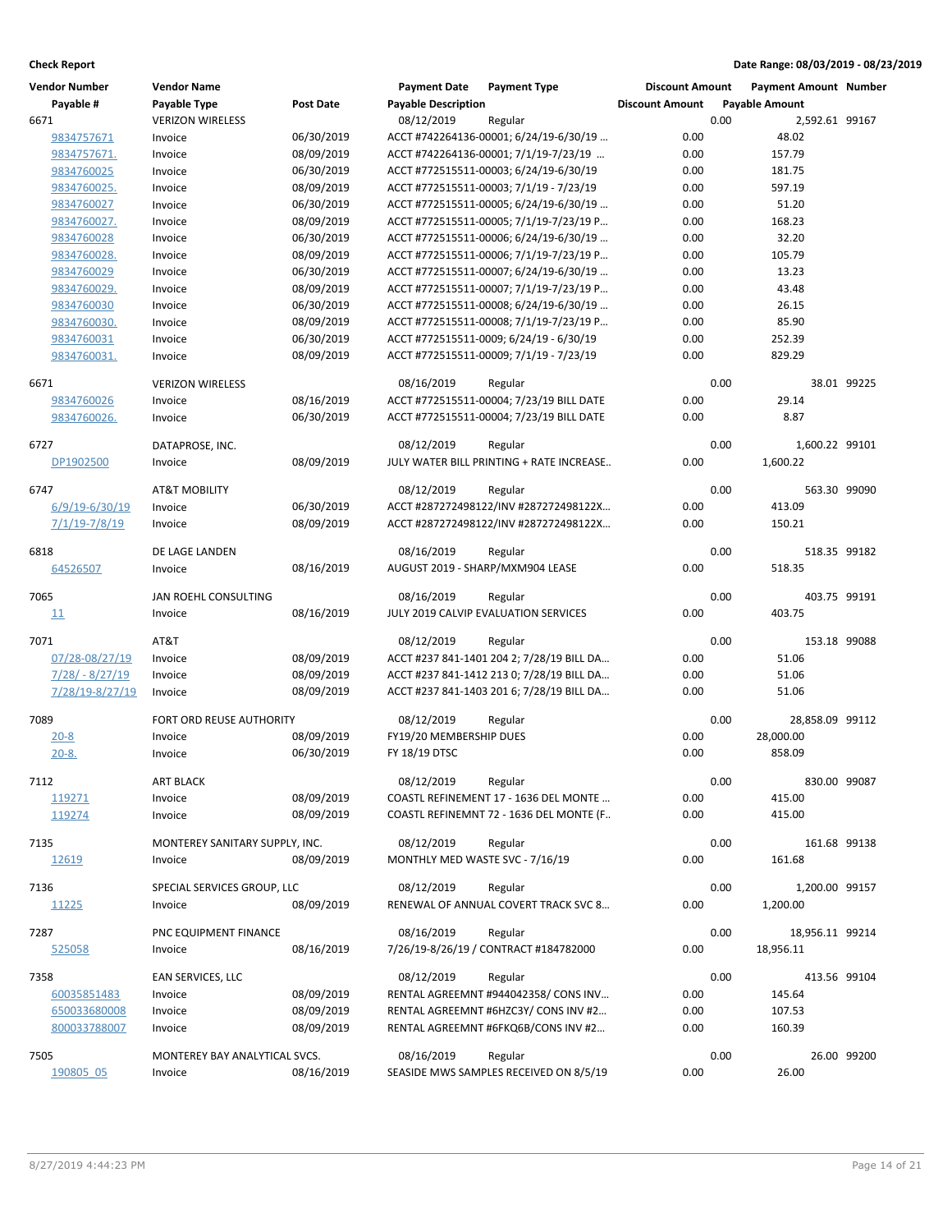**Check Report** — Date Range: 08/03/2019 - 08/23/2019

| Vendor Number | Vendor Name | | Payment Date | Payment Type | Discount Amount | Payment Amount | Number |
|---|---|---|---|---|---|---|---|
| Payable # | Payable Type | Post Date | Payable Description | | Discount Amount | Payable Amount | |
| 6671 | VERIZON WIRELESS | | 08/12/2019 | Regular | 0.00 | 2,592.61 | 99167 |
| 9834757671 | Invoice | 06/30/2019 | ACCT #742264136-00001; 6/24/19-6/30/19 ... | | 0.00 | 48.02 | |
| 9834757671. | Invoice | 08/09/2019 | ACCT #742264136-00001; 7/1/19-7/23/19 ... | | 0.00 | 157.79 | |
| 9834760025 | Invoice | 06/30/2019 | ACCT #772515511-00003; 6/24/19-6/30/19 | | 0.00 | 181.75 | |
| 9834760025. | Invoice | 08/09/2019 | ACCT #772515511-00003; 7/1/19 - 7/23/19 | | 0.00 | 597.19 | |
| 9834760027 | Invoice | 06/30/2019 | ACCT #772515511-00005; 6/24/19-6/30/19 ... | | 0.00 | 51.20 | |
| 9834760027. | Invoice | 08/09/2019 | ACCT #772515511-00005; 7/1/19-7/23/19 P... | | 0.00 | 168.23 | |
| 9834760028 | Invoice | 06/30/2019 | ACCT #772515511-00006; 6/24/19-6/30/19 ... | | 0.00 | 32.20 | |
| 9834760028. | Invoice | 08/09/2019 | ACCT #772515511-00006; 7/1/19-7/23/19 P... | | 0.00 | 105.79 | |
| 9834760029 | Invoice | 06/30/2019 | ACCT #772515511-00007; 6/24/19-6/30/19 ... | | 0.00 | 13.23 | |
| 9834760029. | Invoice | 08/09/2019 | ACCT #772515511-00007; 7/1/19-7/23/19 P... | | 0.00 | 43.48 | |
| 9834760030 | Invoice | 06/30/2019 | ACCT #772515511-00008; 6/24/19-6/30/19 ... | | 0.00 | 26.15 | |
| 9834760030. | Invoice | 08/09/2019 | ACCT #772515511-00008; 7/1/19-7/23/19 P... | | 0.00 | 85.90 | |
| 9834760031 | Invoice | 06/30/2019 | ACCT #772515511-0009; 6/24/19 - 6/30/19 | | 0.00 | 252.39 | |
| 9834760031. | Invoice | 08/09/2019 | ACCT #772515511-00009; 7/1/19 - 7/23/19 | | 0.00 | 829.29 | |
| 6671 | VERIZON WIRELESS | | 08/16/2019 | Regular | 0.00 | 38.01 | 99225 |
| 9834760026 | Invoice | 08/16/2019 | ACCT #772515511-00004; 7/23/19 BILL DATE | | 0.00 | 29.14 | |
| 9834760026. | Invoice | 06/30/2019 | ACCT #772515511-00004; 7/23/19 BILL DATE | | 0.00 | 8.87 | |
| 6727 | DATAPROSE, INC. | | 08/12/2019 | Regular | 0.00 | 1,600.22 | 99101 |
| DP1902500 | Invoice | 08/09/2019 | JULY WATER BILL PRINTING + RATE INCREASE.. | | 0.00 | 1,600.22 | |
| 6747 | AT&T MOBILITY | | 08/12/2019 | Regular | 0.00 | 563.30 | 99090 |
| 6/9/19-6/30/19 | Invoice | 06/30/2019 | ACCT #287272498122/INV #287272498122X... | | 0.00 | 413.09 | |
| 7/1/19-7/8/19 | Invoice | 08/09/2019 | ACCT #287272498122/INV #287272498122X... | | 0.00 | 150.21 | |
| 6818 | DE LAGE LANDEN | | 08/16/2019 | Regular | 0.00 | 518.35 | 99182 |
| 64526507 | Invoice | 08/16/2019 | AUGUST 2019 - SHARP/MXM904 LEASE | | 0.00 | 518.35 | |
| 7065 | JAN ROEHL CONSULTING | | 08/16/2019 | Regular | 0.00 | 403.75 | 99191 |
| 11 | Invoice | 08/16/2019 | JULY 2019 CALVIP EVALUATION SERVICES | | 0.00 | 403.75 | |
| 7071 | AT&T | | 08/12/2019 | Regular | 0.00 | 153.18 | 99088 |
| 07/28-08/27/19 | Invoice | 08/09/2019 | ACCT #237 841-1401 204 2; 7/28/19 BILL DA... | | 0.00 | 51.06 | |
| 7/28/ - 8/27/19 | Invoice | 08/09/2019 | ACCT #237 841-1412 213 0; 7/28/19 BILL DA... | | 0.00 | 51.06 | |
| 7/28/19-8/27/19 | Invoice | 08/09/2019 | ACCT #237 841-1403 201 6; 7/28/19 BILL DA... | | 0.00 | 51.06 | |
| 7089 | FORT ORD REUSE AUTHORITY | | 08/12/2019 | Regular | 0.00 | 28,858.09 | 99112 |
| 20-8 | Invoice | 08/09/2019 | FY19/20 MEMBERSHIP DUES | | 0.00 | 28,000.00 | |
| 20-8. | Invoice | 06/30/2019 | FY 18/19 DTSC | | 0.00 | 858.09 | |
| 7112 | ART BLACK | | 08/12/2019 | Regular | 0.00 | 830.00 | 99087 |
| 119271 | Invoice | 08/09/2019 | COASTL REFINEMENT 17 - 1636 DEL MONTE ... | | 0.00 | 415.00 | |
| 119274 | Invoice | 08/09/2019 | COASTL REFINEMNT 72 - 1636 DEL MONTE (F.. | | 0.00 | 415.00 | |
| 7135 | MONTEREY SANITARY SUPPLY, INC. | | 08/12/2019 | Regular | 0.00 | 161.68 | 99138 |
| 12619 | Invoice | 08/09/2019 | MONTHLY MED WASTE SVC - 7/16/19 | | 0.00 | 161.68 | |
| 7136 | SPECIAL SERVICES GROUP, LLC | | 08/12/2019 | Regular | 0.00 | 1,200.00 | 99157 |
| 11225 | Invoice | 08/09/2019 | RENEWAL OF ANNUAL COVERT TRACK SVC 8... | | 0.00 | 1,200.00 | |
| 7287 | PNC EQUIPMENT FINANCE | | 08/16/2019 | Regular | 0.00 | 18,956.11 | 99214 |
| 525058 | Invoice | 08/16/2019 | 7/26/19-8/26/19 / CONTRACT #184782000 | | 0.00 | 18,956.11 | |
| 7358 | EAN SERVICES, LLC | | 08/12/2019 | Regular | 0.00 | 413.56 | 99104 |
| 60035851483 | Invoice | 08/09/2019 | RENTAL AGREEMNT #944042358/ CONS INV... | | 0.00 | 145.64 | |
| 650033680008 | Invoice | 08/09/2019 | RENTAL AGREEMNT #6HZC3Y/ CONS INV #2... | | 0.00 | 107.53 | |
| 800033788007 | Invoice | 08/09/2019 | RENTAL AGREEMNT #6FKQ6B/CONS INV #2... | | 0.00 | 160.39 | |
| 7505 | MONTEREY BAY ANALYTICAL SVCS. | | 08/16/2019 | Regular | 0.00 | 26.00 | 99200 |
| 190805_05 | Invoice | 08/16/2019 | SEASIDE MWS SAMPLES RECEIVED ON 8/5/19 | | 0.00 | 26.00 | |

8/27/2019 4:44:23 PM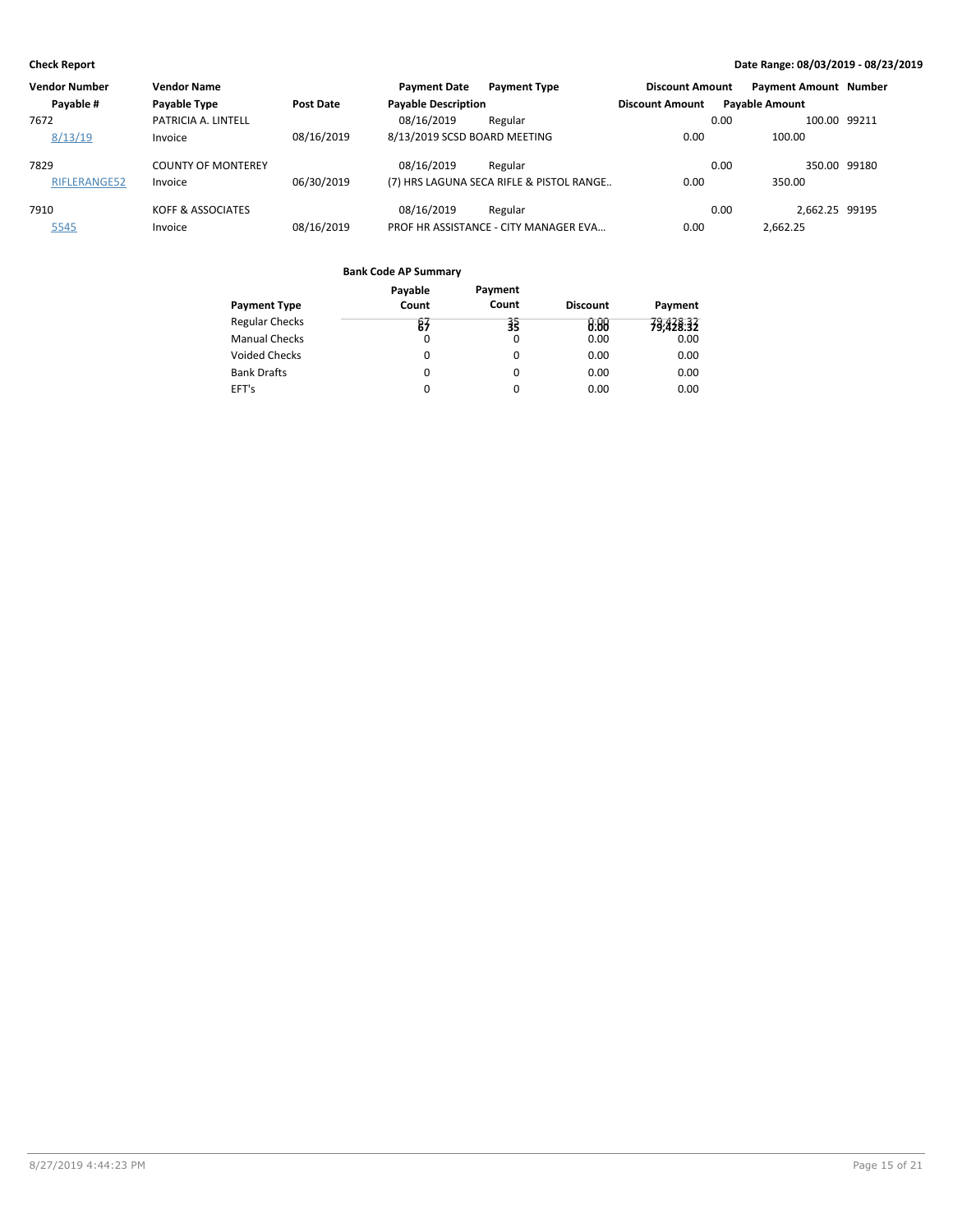**Check Report**

**Date Range: 08/03/2019 - 08/23/2019**

| Vendor Number | Vendor Name | | Payment Date | Payment Type | Discount Amount | Payment Amount | Number |
|---|---|---|---|---|---|---|---|
| Payable # | Payable Type | Post Date | Payable Description | | Discount Amount | Payable Amount | |
| 7672 | PATRICIA A. LINTELL | | 08/16/2019 | Regular | 0.00 | 100.00 | 99211 |
| 8/13/19 | Invoice | 08/16/2019 | 8/13/2019 SCSD BOARD MEETING | | 0.00 | 100.00 | |
| 7829 | COUNTY OF MONTEREY | | 08/16/2019 | Regular | 0.00 | 350.00 | 99180 |
| RIFLERANGE52 | Invoice | 06/30/2019 | (7) HRS LAGUNA SECA RIFLE & PISTOL RANGE.. | | 0.00 | 350.00 | |
| 7910 | KOFF & ASSOCIATES | | 08/16/2019 | Regular | 0.00 | 2,662.25 | 99195 |
| 5545 | Invoice | 08/16/2019 | PROF HR ASSISTANCE - CITY MANAGER EVA... | | 0.00 | 2,662.25 | |

**Bank Code AP Summary**

| Payment Type | Payable Count | Payment Count | Discount | Payment |
|---|---|---|---|---|
| Regular Checks | 67 | 35 | 0.00 | 79,428.32 |
| Manual Checks | 0 | 0 | 0.00 | 0.00 |
| Voided Checks | 0 | 0 | 0.00 | 0.00 |
| Bank Drafts | 0 | 0 | 0.00 | 0.00 |
| EFT's | 0 | 0 | 0.00 | 0.00 |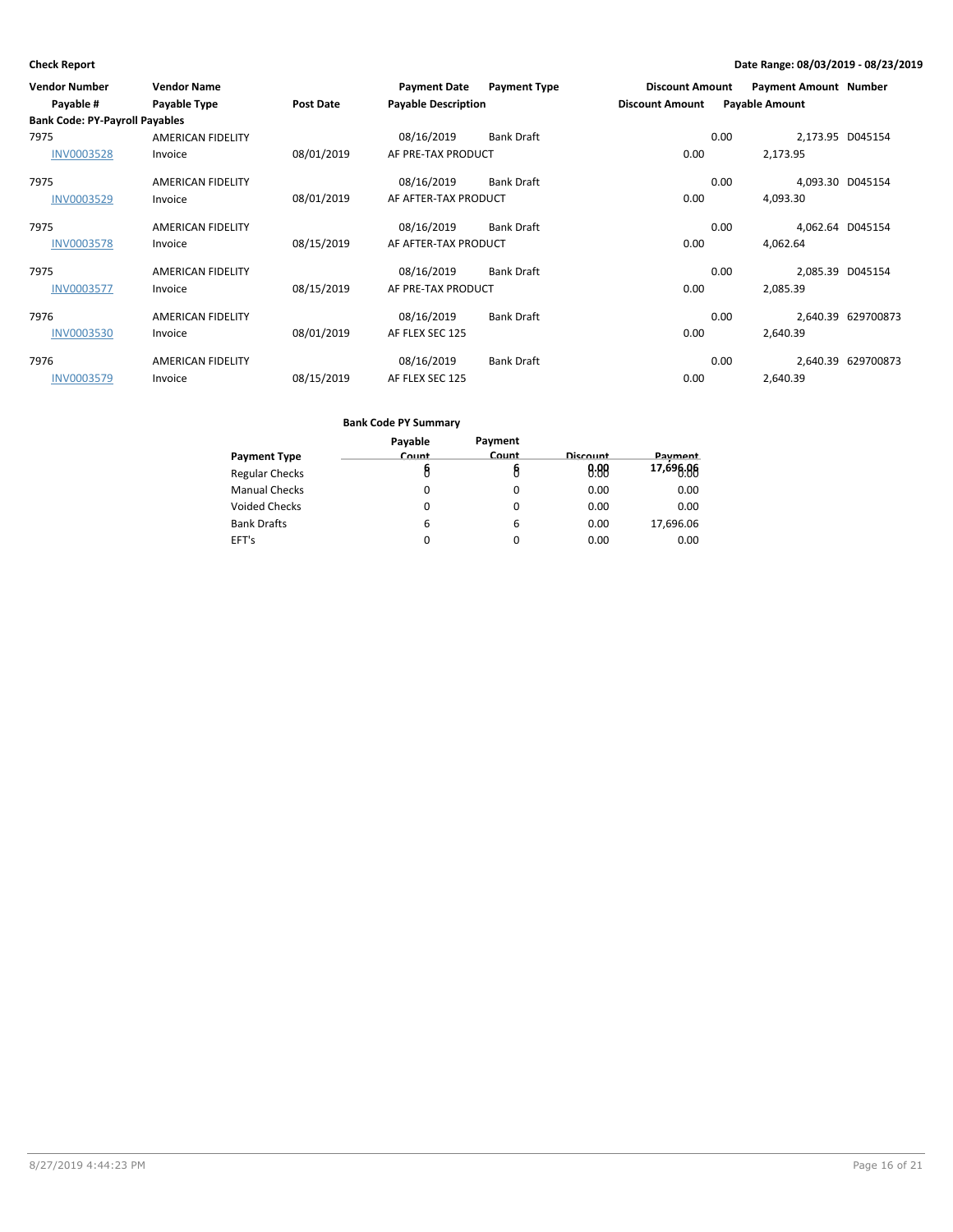**Check Report**

**Date Range: 08/03/2019 - 08/23/2019**

| Vendor Number | Vendor Name | | Payment Date | Payment Type | Discount Amount | Payment Amount | Number |
|---|---|---|---|---|---|---|---|
| Payable # | Payable Type | Post Date | Payable Description | | Discount Amount | Payable Amount | |
| **Bank Code: PY-Payroll Payables** | | | | | | | |
| 7975 | AMERICAN FIDELITY | | 08/16/2019 | Bank Draft | 0.00 | 2,173.95 | D045154 |
| INV0003528 | Invoice | 08/01/2019 | AF PRE-TAX PRODUCT | | 0.00 | 2,173.95 | |
| 7975 | AMERICAN FIDELITY | | 08/16/2019 | Bank Draft | 0.00 | 4,093.30 | D045154 |
| INV0003529 | Invoice | 08/01/2019 | AF AFTER-TAX PRODUCT | | 0.00 | 4,093.30 | |
| 7975 | AMERICAN FIDELITY | | 08/16/2019 | Bank Draft | 0.00 | 4,062.64 | D045154 |
| INV0003578 | Invoice | 08/15/2019 | AF AFTER-TAX PRODUCT | | 0.00 | 4,062.64 | |
| 7975 | AMERICAN FIDELITY | | 08/16/2019 | Bank Draft | 0.00 | 2,085.39 | D045154 |
| INV0003577 | Invoice | 08/15/2019 | AF PRE-TAX PRODUCT | | 0.00 | 2,085.39 | |
| 7976 | AMERICAN FIDELITY | | 08/16/2019 | Bank Draft | 0.00 | 2,640.39 | 629700873 |
| INV0003530 | Invoice | 08/01/2019 | AF FLEX SEC 125 | | 0.00 | 2,640.39 | |
| 7976 | AMERICAN FIDELITY | | 08/16/2019 | Bank Draft | 0.00 | 2,640.39 | 629700873 |
| INV0003579 | Invoice | 08/15/2019 | AF FLEX SEC 125 | | 0.00 | 2,640.39 | |

**Bank Code PY Summary**

| Payment Type | Payable Count | Payment Count | Discount | Payment |
|---|---|---|---|---|
| Regular Checks | 0 | 0 | 0.00 | 0.00 |
| Manual Checks | 0 | 0 | 0.00 | 0.00 |
| Voided Checks | 0 | 0 | 0.00 | 0.00 |
| Bank Drafts | 6 | 6 | 0.00 | 17,696.06 |
| EFT's | 0 | 0 | 0.00 | 0.00 |
| | **6** | **6** | **0.00** | **17,696.06** |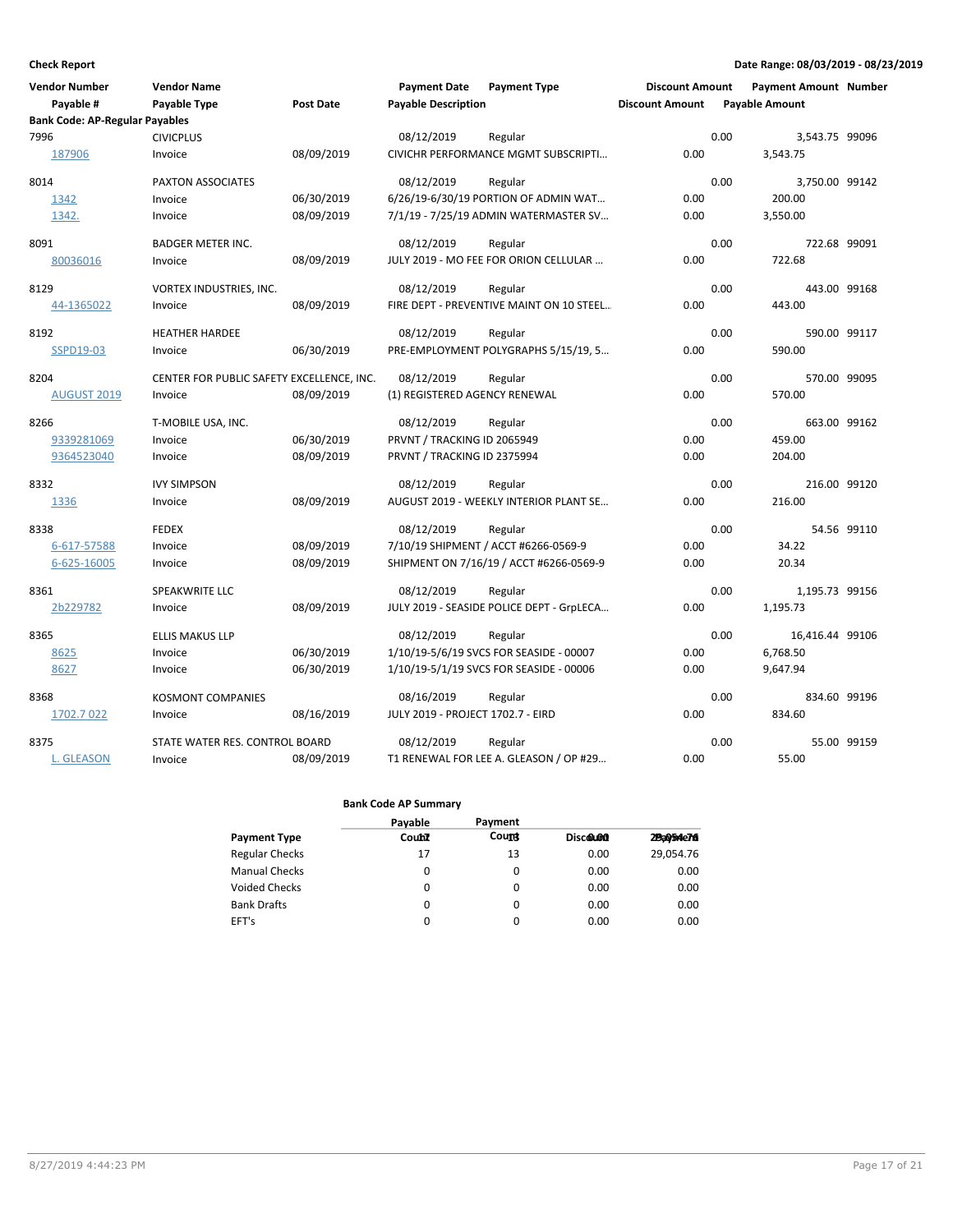**Check Report**

**Date Range: 08/03/2019 - 08/23/2019**

| Vendor Number | Vendor Name | | Payment Date | Payment Type | Discount Amount | Payment Amount | Number |
|---|---|---|---|---|---|---|---|
| Payable # | Payable Type | Post Date | Payable Description | | Discount Amount | Payable Amount | |
| **Bank Code: AP-Regular Payables** | | | | | | | |
| 7996 | CIVICPLUS | | 08/12/2019 | Regular | 0.00 | 3,543.75 | 99096 |
| 187906 | Invoice | 08/09/2019 | CIVICHR PERFORMANCE MGMT SUBSCRIPTI… | | 0.00 | 3,543.75 | |
| 8014 | PAXTON ASSOCIATES | | 08/12/2019 | Regular | 0.00 | 3,750.00 | 99142 |
| 1342 | Invoice | 06/30/2019 | 6/26/19-6/30/19 PORTION OF ADMIN WAT… | | 0.00 | 200.00 | |
| 1342. | Invoice | 08/09/2019 | 7/1/19 - 7/25/19 ADMIN WATERMASTER SV… | | 0.00 | 3,550.00 | |
| 8091 | BADGER METER INC. | | 08/12/2019 | Regular | 0.00 | 722.68 | 99091 |
| 80036016 | Invoice | 08/09/2019 | JULY 2019 - MO FEE FOR ORION CELLULAR … | | 0.00 | 722.68 | |
| 8129 | VORTEX INDUSTRIES, INC. | | 08/12/2019 | Regular | 0.00 | 443.00 | 99168 |
| 44-1365022 | Invoice | 08/09/2019 | FIRE DEPT - PREVENTIVE MAINT ON 10 STEEL… | | 0.00 | 443.00 | |
| 8192 | HEATHER HARDEE | | 08/12/2019 | Regular | 0.00 | 590.00 | 99117 |
| SSPD19-03 | Invoice | 06/30/2019 | PRE-EMPLOYMENT POLYGRAPHS 5/15/19, 5… | | 0.00 | 590.00 | |
| 8204 | CENTER FOR PUBLIC SAFETY EXCELLENCE, INC. | | 08/12/2019 | Regular | 0.00 | 570.00 | 99095 |
| AUGUST 2019 | Invoice | 08/09/2019 | (1) REGISTERED AGENCY RENEWAL | | 0.00 | 570.00 | |
| 8266 | T-MOBILE USA, INC. | | 08/12/2019 | Regular | 0.00 | 663.00 | 99162 |
| 9339281069 | Invoice | 06/30/2019 | PRVNT / TRACKING ID 2065949 | | 0.00 | 459.00 | |
| 9364523040 | Invoice | 08/09/2019 | PRVNT / TRACKING ID 2375994 | | 0.00 | 204.00 | |
| 8332 | IVY SIMPSON | | 08/12/2019 | Regular | 0.00 | 216.00 | 99120 |
| 1336 | Invoice | 08/09/2019 | AUGUST 2019 - WEEKLY INTERIOR PLANT SE… | | 0.00 | 216.00 | |
| 8338 | FEDEX | | 08/12/2019 | Regular | 0.00 | 54.56 | 99110 |
| 6-617-57588 | Invoice | 08/09/2019 | 7/10/19 SHIPMENT / ACCT #6266-0569-9 | | 0.00 | 34.22 | |
| 6-625-16005 | Invoice | 08/09/2019 | SHIPMENT ON 7/16/19 / ACCT #6266-0569-9 | | 0.00 | 20.34 | |
| 8361 | SPEAKWRITE LLC | | 08/12/2019 | Regular | 0.00 | 1,195.73 | 99156 |
| 2b229782 | Invoice | 08/09/2019 | JULY 2019 - SEASIDE POLICE DEPT - GrpLECA… | | 0.00 | 1,195.73 | |
| 8365 | ELLIS MAKUS LLP | | 08/12/2019 | Regular | 0.00 | 16,416.44 | 99106 |
| 8625 | Invoice | 06/30/2019 | 1/10/19-5/6/19 SVCS FOR SEASIDE - 00007 | | 0.00 | 6,768.50 | |
| 8627 | Invoice | 06/30/2019 | 1/10/19-5/1/19 SVCS FOR SEASIDE - 00006 | | 0.00 | 9,647.94 | |
| 8368 | KOSMONT COMPANIES | | 08/16/2019 | Regular | 0.00 | 834.60 | 99196 |
| 1702.7 022 | Invoice | 08/16/2019 | JULY 2019 - PROJECT 1702.7 - EIRD | | 0.00 | 834.60 | |
| 8375 | STATE WATER RES. CONTROL BOARD | | 08/12/2019 | Regular | 0.00 | 55.00 | 99159 |
| L. GLEASON | Invoice | 08/09/2019 | T1 RENEWAL FOR LEE A. GLEASON / OP #29… | | 0.00 | 55.00 | |

**Bank Code AP Summary**

| Payment Type | Payable Count | Payment Count | Discount | Payment |
|---|---|---|---|---|
| Regular Checks | 17 | 13 | 0.00 | 29,054.76 |
| Manual Checks | 0 | 0 | 0.00 | 0.00 |
| Voided Checks | 0 | 0 | 0.00 | 0.00 |
| Bank Drafts | 0 | 0 | 0.00 | 0.00 |
| EFT's | 0 | 0 | 0.00 | 0.00 |
| | 17 | 13 | 0.00 | 29,054.76 |

8/27/2019 4:44:23 PM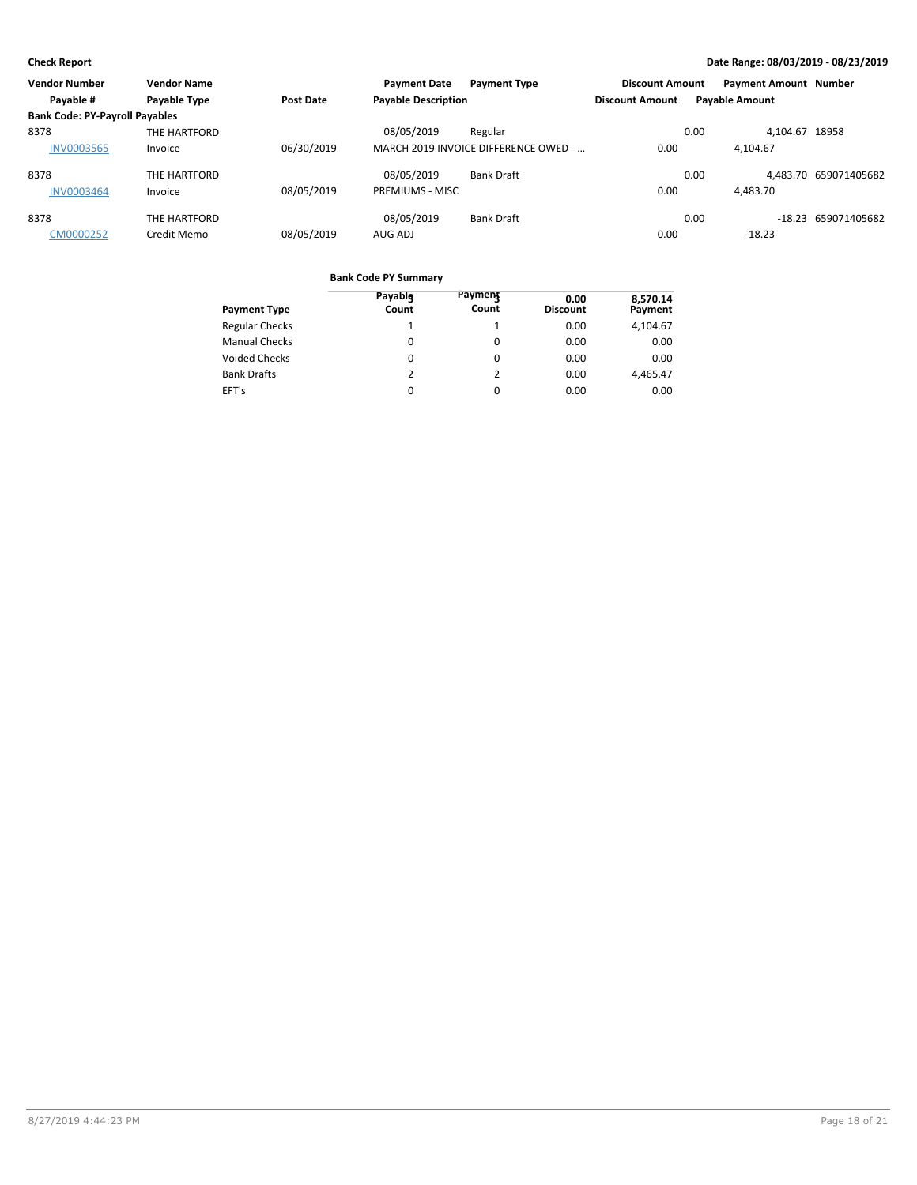**Check Report** — Date Range: 08/03/2019 - 08/23/2019

| Vendor Number | Vendor Name | | Payment Date | Payment Type | Discount Amount | Payment Amount | Number |
|---|---|---|---|---|---|---|---|
| Payable # | Payable Type | Post Date | Payable Description | | Discount Amount | Payable Amount | |
| **Bank Code: PY-Payroll Payables** | | | | | | | |
| 8378 | THE HARTFORD | | 08/05/2019 | Regular | 0.00 | 4,104.67 | 18958 |
| INV0003565 | Invoice | 06/30/2019 | MARCH 2019 INVOICE DIFFERENCE OWED - ... | | 0.00 | 4,104.67 | |
| 8378 | THE HARTFORD | | 08/05/2019 | Bank Draft | 0.00 | 4,483.70 | 659071405682 |
| INV0003464 | Invoice | 08/05/2019 | PREMIUMS - MISC | | 0.00 | 4,483.70 | |
| 8378 | THE HARTFORD | | 08/05/2019 | Bank Draft | 0.00 | -18.23 | 659071405682 |
| CM0000252 | Credit Memo | 08/05/2019 | AUG ADJ | | 0.00 | -18.23 | |

**Bank Code PY Summary**

| Payment Type | Payable Count | Payment Count | Discount | Payment |
|---|---|---|---|---|
| Regular Checks | 1 | 1 | 0.00 | 4,104.67 |
| Manual Checks | 0 | 0 | 0.00 | 0.00 |
| Voided Checks | 0 | 0 | 0.00 | 0.00 |
| Bank Drafts | 2 | 2 | 0.00 | 4,465.47 |
| EFT's | 0 | 0 | 0.00 | 0.00 |
| | 3 | 3 | 0.00 | 8,570.14 |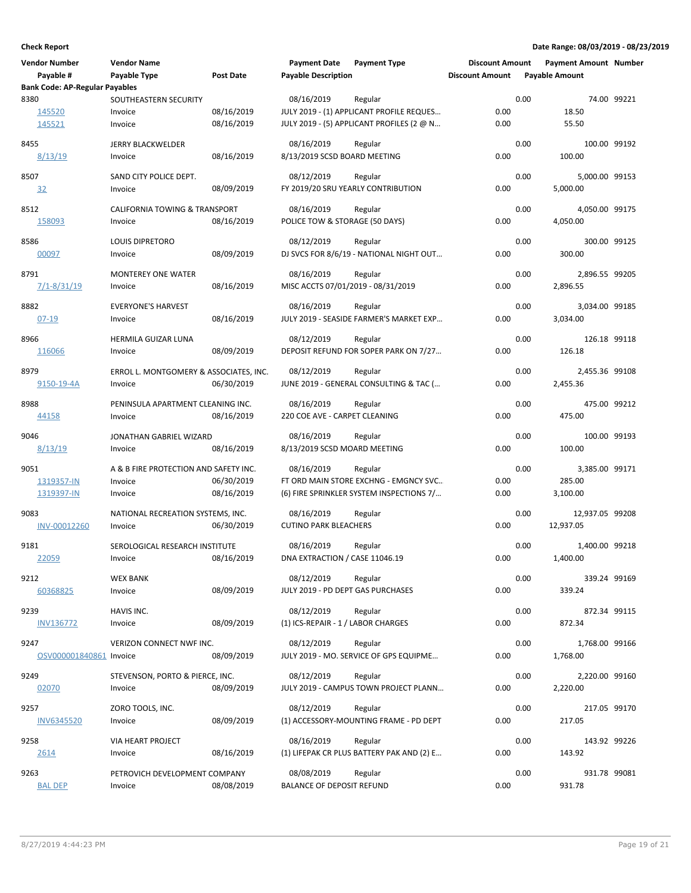**Check Report**

**Date Range: 08/03/2019 - 08/23/2019**

| Vendor Number | Vendor Name | | Payment Date | Payment Type | Discount Amount | Payment Amount | Number |
|---|---|---|---|---|---|---|---|
| Payable # | Payable Type | Post Date | Payable Description | | Discount Amount | Payable Amount | |
| **Bank Code: AP-Regular Payables** | | | | | | | |
| 8380 | SOUTHEASTERN SECURITY | | 08/16/2019 | Regular | 0.00 | 74.00 | 99221 |
| 145520 | Invoice | 08/16/2019 | JULY 2019 - (1) APPLICANT PROFILE REQUES... | | 0.00 | 18.50 | |
| 145521 | Invoice | 08/16/2019 | JULY 2019 - (5) APPLICANT PROFILES (2 @ N... | | 0.00 | 55.50 | |
| 8455 | JERRY BLACKWELDER | | 08/16/2019 | Regular | 0.00 | 100.00 | 99192 |
| 8/13/19 | Invoice | 08/16/2019 | 8/13/2019 SCSD BOARD MEETING | | 0.00 | 100.00 | |
| 8507 | SAND CITY POLICE DEPT. | | 08/12/2019 | Regular | 0.00 | 5,000.00 | 99153 |
| 32 | Invoice | 08/09/2019 | FY 2019/20 SRU YEARLY CONTRIBUTION | | 0.00 | 5,000.00 | |
| 8512 | CALIFORNIA TOWING & TRANSPORT | | 08/16/2019 | Regular | 0.00 | 4,050.00 | 99175 |
| 158093 | Invoice | 08/16/2019 | POLICE TOW & STORAGE (50 DAYS) | | 0.00 | 4,050.00 | |
| 8586 | LOUIS DIPRETORO | | 08/12/2019 | Regular | 0.00 | 300.00 | 99125 |
| 00097 | Invoice | 08/09/2019 | DJ SVCS FOR 8/6/19 - NATIONAL NIGHT OUT... | | 0.00 | 300.00 | |
| 8791 | MONTEREY ONE WATER | | 08/16/2019 | Regular | 0.00 | 2,896.55 | 99205 |
| 7/1-8/31/19 | Invoice | 08/16/2019 | MISC ACCTS 07/01/2019 - 08/31/2019 | | 0.00 | 2,896.55 | |
| 8882 | EVERYONE'S HARVEST | | 08/16/2019 | Regular | 0.00 | 3,034.00 | 99185 |
| 07-19 | Invoice | 08/16/2019 | JULY 2019 - SEASIDE FARMER'S MARKET EXP... | | 0.00 | 3,034.00 | |
| 8966 | HERMILA GUIZAR LUNA | | 08/12/2019 | Regular | 0.00 | 126.18 | 99118 |
| 116066 | Invoice | 08/09/2019 | DEPOSIT REFUND FOR SOPER PARK ON 7/27... | | 0.00 | 126.18 | |
| 8979 | ERROL L. MONTGOMERY & ASSOCIATES, INC. | | 08/12/2019 | Regular | 0.00 | 2,455.36 | 99108 |
| 9150-19-4A | Invoice | 06/30/2019 | JUNE 2019 - GENERAL CONSULTING & TAC (... | | 0.00 | 2,455.36 | |
| 8988 | PENINSULA APARTMENT CLEANING INC. | | 08/16/2019 | Regular | 0.00 | 475.00 | 99212 |
| 44158 | Invoice | 08/16/2019 | 220 COE AVE - CARPET CLEANING | | 0.00 | 475.00 | |
| 9046 | JONATHAN GABRIEL WIZARD | | 08/16/2019 | Regular | 0.00 | 100.00 | 99193 |
| 8/13/19 | Invoice | 08/16/2019 | 8/13/2019 SCSD MOARD MEETING | | 0.00 | 100.00 | |
| 9051 | A & B FIRE PROTECTION AND SAFETY INC. | | 08/16/2019 | Regular | 0.00 | 3,385.00 | 99171 |
| 1319357-IN | Invoice | 06/30/2019 | FT ORD MAIN STORE EXCHNG - EMGNCY SVC... | | 0.00 | 285.00 | |
| 1319397-IN | Invoice | 08/16/2019 | (6) FIRE SPRINKLER SYSTEM INSPECTIONS 7/... | | 0.00 | 3,100.00 | |
| 9083 | NATIONAL RECREATION SYSTEMS, INC. | | 08/16/2019 | Regular | 0.00 | 12,937.05 | 99208 |
| INV-00012260 | Invoice | 06/30/2019 | CUTINO PARK BLEACHERS | | 0.00 | 12,937.05 | |
| 9181 | SEROLOGICAL RESEARCH INSTITUTE | | 08/16/2019 | Regular | 0.00 | 1,400.00 | 99218 |
| 22059 | Invoice | 08/16/2019 | DNA EXTRACTION / CASE 11046.19 | | 0.00 | 1,400.00 | |
| 9212 | WEX BANK | | 08/12/2019 | Regular | 0.00 | 339.24 | 99169 |
| 60368825 | Invoice | 08/09/2019 | JULY 2019 - PD DEPT GAS PURCHASES | | 0.00 | 339.24 | |
| 9239 | HAVIS INC. | | 08/12/2019 | Regular | 0.00 | 872.34 | 99115 |
| INV136772 | Invoice | 08/09/2019 | (1) ICS-REPAIR - 1 / LABOR CHARGES | | 0.00 | 872.34 | |
| 9247 | VERIZON CONNECT NWF INC. | | 08/12/2019 | Regular | 0.00 | 1,768.00 | 99166 |
| OSV000001840861 | Invoice | 08/09/2019 | JULY 2019 - MO. SERVICE OF GPS EQUIPME... | | 0.00 | 1,768.00 | |
| 9249 | STEVENSON, PORTO & PIERCE, INC. | | 08/12/2019 | Regular | 0.00 | 2,220.00 | 99160 |
| 02070 | Invoice | 08/09/2019 | JULY 2019 - CAMPUS TOWN PROJECT PLANN... | | 0.00 | 2,220.00 | |
| 9257 | ZORO TOOLS, INC. | | 08/12/2019 | Regular | 0.00 | 217.05 | 99170 |
| INV6345520 | Invoice | 08/09/2019 | (1) ACCESSORY-MOUNTING FRAME - PD DEPT | | 0.00 | 217.05 | |
| 9258 | VIA HEART PROJECT | | 08/16/2019 | Regular | 0.00 | 143.92 | 99226 |
| 2614 | Invoice | 08/16/2019 | (1) LIFEPAK CR PLUS BATTERY PAK AND (2) E... | | 0.00 | 143.92 | |
| 9263 | PETROVICH DEVELOPMENT COMPANY | | 08/08/2019 | Regular | 0.00 | 931.78 | 99081 |
| BAL DEP | Invoice | 08/08/2019 | BALANCE OF DEPOSIT REFUND | | 0.00 | 931.78 | |

8/27/2019 4:44:23 PM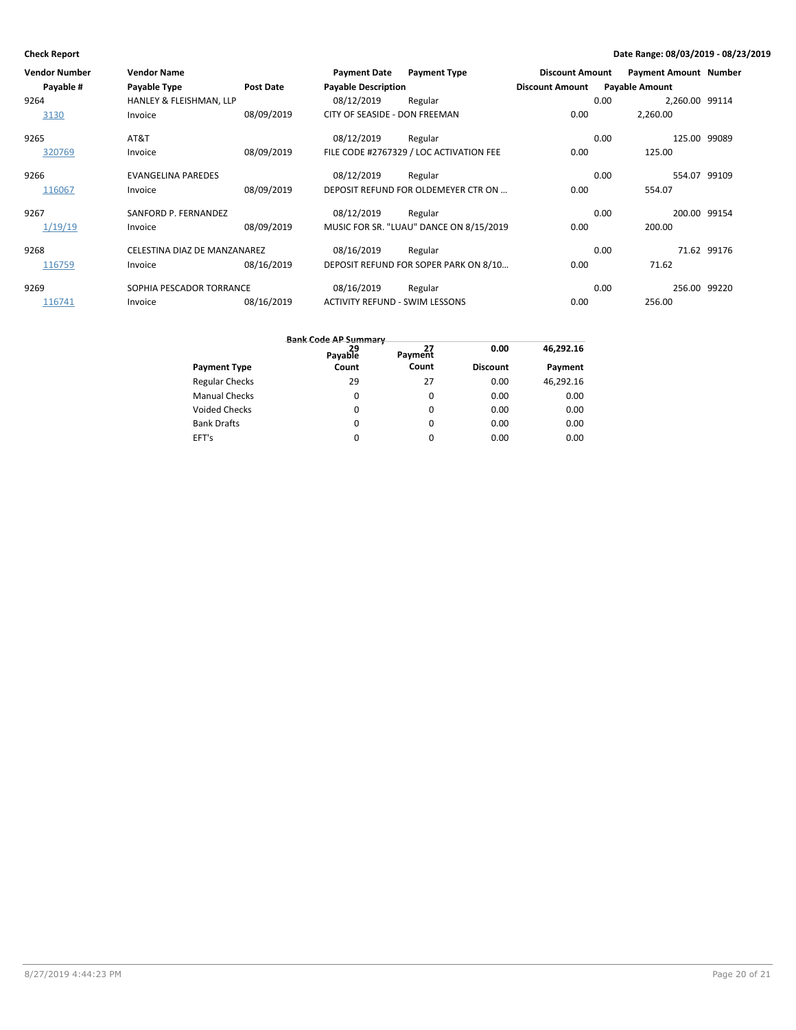**Check Report** | **Date Range: 08/03/2019 - 08/23/2019**

| Vendor Number | Vendor Name | | Payment Date | Payment Type | Discount Amount | Payment Amount | Number |
|---|---|---|---|---|---|---|---|
| Payable # | Payable Type | Post Date | Payable Description | | Discount Amount | Payable Amount | |
| 9264 | HANLEY & FLEISHMAN, LLP | | 08/12/2019 | Regular | 0.00 | 2,260.00 | 99114 |
| 3130 | Invoice | 08/09/2019 | CITY OF SEASIDE - DON FREEMAN | | 0.00 | 2,260.00 | |
| 9265 | AT&T | | 08/12/2019 | Regular | 0.00 | 125.00 | 99089 |
| 320769 | Invoice | 08/09/2019 | FILE CODE #2767329 / LOC ACTIVATION FEE | | 0.00 | 125.00 | |
| 9266 | EVANGELINA PAREDES | | 08/12/2019 | Regular | 0.00 | 554.07 | 99109 |
| 116067 | Invoice | 08/09/2019 | DEPOSIT REFUND FOR OLDEMEYER CTR ON ... | | 0.00 | 554.07 | |
| 9267 | SANFORD P. FERNANDEZ | | 08/12/2019 | Regular | 0.00 | 200.00 | 99154 |
| 1/19/19 | Invoice | 08/09/2019 | MUSIC FOR SR. "LUAU" DANCE ON 8/15/2019 | | 0.00 | 200.00 | |
| 9268 | CELESTINA DIAZ DE MANZANAREZ | | 08/16/2019 | Regular | 0.00 | 71.62 | 99176 |
| 116759 | Invoice | 08/16/2019 | DEPOSIT REFUND FOR SOPER PARK ON 8/10... | | 0.00 | 71.62 | |
| 9269 | SOPHIA PESCADOR TORRANCE | | 08/16/2019 | Regular | 0.00 | 256.00 | 99220 |
| 116741 | Invoice | 08/16/2019 | ACTIVITY REFUND - SWIM LESSONS | | 0.00 | 256.00 | |

**Bank Code AP Summary**

| Payment Type | Payable Count | Payment Count | Discount | Payment |
|---|---|---|---|---|
| Regular Checks | 29 | 27 | 0.00 | 46,292.16 |
| Manual Checks | 0 | 0 | 0.00 | 0.00 |
| Voided Checks | 0 | 0 | 0.00 | 0.00 |
| Bank Drafts | 0 | 0 | 0.00 | 0.00 |
| EFT's | 0 | 0 | 0.00 | 0.00 |
| | 29 | 27 | 0.00 | 46,292.16 |

8/27/2019 4:44:23 PM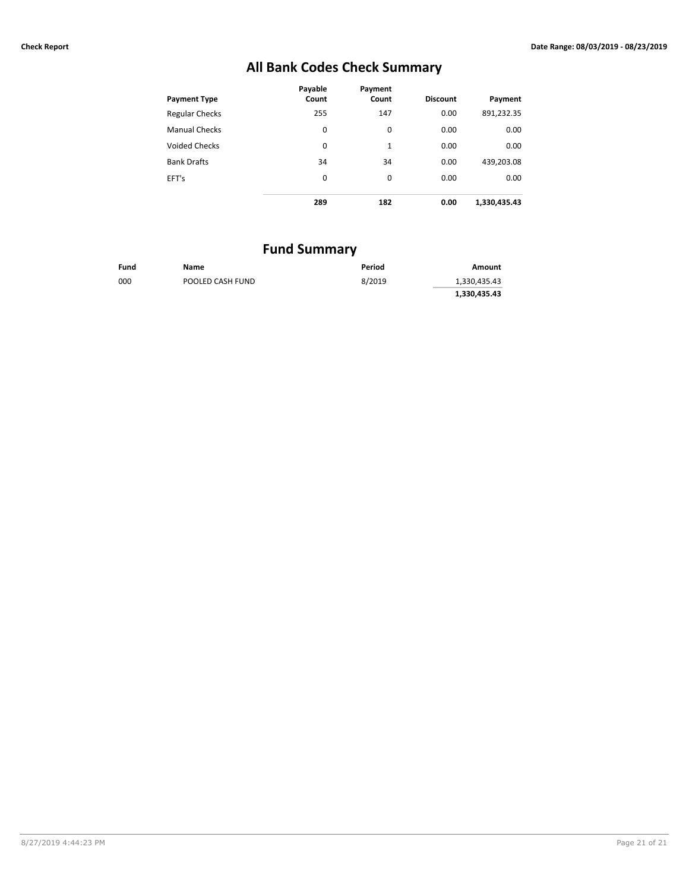## All Bank Codes Check Summary

| Payment Type | Payable Count | Payment Count | Discount | Payment |
|---|---|---|---|---|
| Regular Checks | 255 | 147 | 0.00 | 891,232.35 |
| Manual Checks | 0 | 0 | 0.00 | 0.00 |
| Voided Checks | 0 | 1 | 0.00 | 0.00 |
| Bank Drafts | 34 | 34 | 0.00 | 439,203.08 |
| EFT's | 0 | 0 | 0.00 | 0.00 |
| | **289** | **182** | **0.00** | **1,330,435.43** |

## Fund Summary

| Fund | Name | Period | Amount |
|---|---|---|---|
| 000 | POOLED CASH FUND | 8/2019 | 1,330,435.43 |
| | | | **1,330,435.43** |